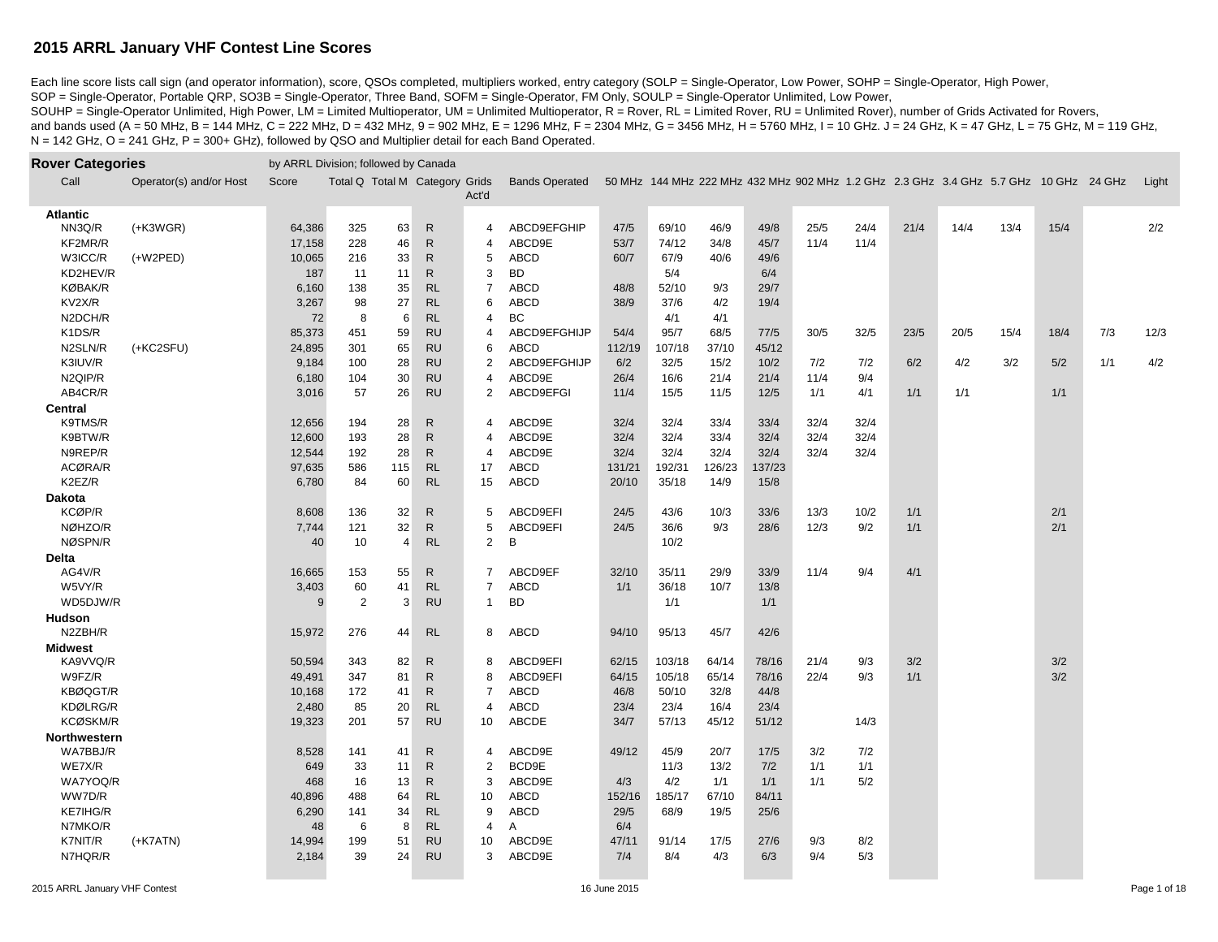# 2015 ARRL January VHF Contest Line Scores

Each line score lists call sign (and operator information), score, QSOs completed, multipliers worked, entry category (SOLP = Single-Operator, Low Power, SOHP = Single-Operator, High Power, SOP = Single-Operator, Portable QRP, SO3B = Single-Operator, Three Band, SOFM = Single-Operator, FM Only, SOULP = Single-Operator Unlimited, Low Power, SOUHP = Single-Operator Unlimited, High Power, LM = Limited Multioperator, UM = Unlimited Multioperator, R = Rover, RL = Limited Rover, RU = Unlimited Rover), number of Grids Activated for Rovers, and bands used (A = 50 MHz, B = 144 MHz, C = 222 MHz, D = 432 MHz, 9 = 902 MHz, E = 1296 MHz, F = 2304 MHz, G = 3456 MHz, H = 5760 MHz, I = 10 GHz. J = 24 GHz, K = 47 GHz, L = 75 GHz, M = 119 GHz, N = 142 GHz, O = 241 GHz, P = 300+ GHz), followed by QSO and Multiplier detail for each Band Operated.

## Rover Categories

by ARRL Division; followed by Canada

| Call | Operator(s) and/or Host | Score | Total Q | Total M | Category | Grids Act'd | Bands Operated | 50 MHz | 144 MHz | 222 MHz | 432 MHz | 902 MHz | 1.2 GHz | 2.3 GHz | 3.4 GHz | 5.7 GHz | 10 GHz | 24 GHz | Light |
|---|---|---|---|---|---|---|---|---|---|---|---|---|---|---|---|---|---|---|---|
| **Atlantic** | | | | | | | | | | | | | | | | | | | |
| NN3Q/R | (+K3WGR) | 64,386 | 325 | 63 | R | 4 | ABCD9EFGHIP | 47/5 | 69/10 | 46/9 | 49/8 | 25/5 | 24/4 | 21/4 | 14/4 | 13/4 | 15/4 | | 2/2 |
| KF2MR/R | | 17,158 | 228 | 46 | R | 4 | ABCD9E | 53/7 | 74/12 | 34/8 | 45/7 | 11/4 | 11/4 | | | | | | |
| W3ICC/R | (+W2PED) | 10,065 | 216 | 33 | R | 5 | ABCD | 60/7 | 67/9 | 40/6 | 49/6 | | | | | | | | |
| KD2HEV/R | | 187 | 11 | 11 | R | 3 | BD | | 5/4 | | 6/4 | | | | | | | | |
| KØBAK/R | | 6,160 | 138 | 35 | RL | 7 | ABCD | 48/8 | 52/10 | 9/3 | 29/7 | | | | | | | | |
| KV2X/R | | 3,267 | 98 | 27 | RL | 6 | ABCD | 38/9 | 37/6 | 4/2 | 19/4 | | | | | | | | |
| N2DCH/R | | 72 | 8 | 6 | RL | 4 | BC | | 4/1 | 4/1 | | | | | | | | | |
| K1DS/R | | 85,373 | 451 | 59 | RU | 4 | ABCD9EFGHIJP | 54/4 | 95/7 | 68/5 | 77/5 | 30/5 | 32/5 | 23/5 | 20/5 | 15/4 | 18/4 | 7/3 | 12/3 |
| N2SLN/R | (+KC2SFU) | 24,895 | 301 | 65 | RU | 6 | ABCD | 112/19 | 107/18 | 37/10 | 45/12 | | | | | | | | |
| K3IUV/R | | 9,184 | 100 | 28 | RU | 2 | ABCD9EFGHIJP | 6/2 | 32/5 | 15/2 | 10/2 | 7/2 | 7/2 | 6/2 | 4/2 | 3/2 | 5/2 | 1/1 | 4/2 |
| N2QIP/R | | 6,180 | 104 | 30 | RU | 4 | ABCD9E | 26/4 | 16/6 | 21/4 | 21/4 | 11/4 | 9/4 | | | | | | |
| AB4CR/R | | 3,016 | 57 | 26 | RU | 2 | ABCD9EFGI | 11/4 | 15/5 | 11/5 | 12/5 | 1/1 | 4/1 | 1/1 | 1/1 | | 1/1 | | |
| **Central** | | | | | | | | | | | | | | | | | | | |
| K9TMS/R | | 12,656 | 194 | 28 | R | 4 | ABCD9E | 32/4 | 32/4 | 33/4 | 33/4 | 32/4 | 32/4 | | | | | | |
| K9BTW/R | | 12,600 | 193 | 28 | R | 4 | ABCD9E | 32/4 | 32/4 | 33/4 | 32/4 | 32/4 | 32/4 | | | | | | |
| N9REP/R | | 12,544 | 192 | 28 | R | 4 | ABCD9E | 32/4 | 32/4 | 32/4 | 32/4 | 32/4 | 32/4 | | | | | | |
| ACØRA/R | | 97,635 | 586 | 115 | RL | 17 | ABCD | 131/21 | 192/31 | 126/23 | 137/23 | | | | | | | | |
| K2EZ/R | | 6,780 | 84 | 60 | RL | 15 | ABCD | 20/10 | 35/18 | 14/9 | 15/8 | | | | | | | | |
| **Dakota** | | | | | | | | | | | | | | | | | | | |
| KCØP/R | | 8,608 | 136 | 32 | R | 5 | ABCD9EFI | 24/5 | 43/6 | 10/3 | 33/6 | 13/3 | 10/2 | 1/1 | | | 2/1 | | |
| NØHZO/R | | 7,744 | 121 | 32 | R | 5 | ABCD9EFI | 24/5 | 36/6 | 9/3 | 28/6 | 12/3 | 9/2 | 1/1 | | | 2/1 | | |
| NØSPN/R | | 40 | 10 | 4 | RL | 2 | B | | 10/2 | | | | | | | | | | |
| **Delta** | | | | | | | | | | | | | | | | | | | |
| AG4V/R | | 16,665 | 153 | 55 | R | 7 | ABCD9EF | 32/10 | 35/11 | 29/9 | 33/9 | 11/4 | 9/4 | 4/1 | | | | | |
| W5VY/R | | 3,403 | 60 | 41 | RL | 7 | ABCD | 1/1 | 36/18 | 10/7 | 13/8 | | | | | | | | |
| WD5DJW/R | | 9 | 2 | 3 | RU | 1 | BD | | 1/1 | | 1/1 | | | | | | | | |
| **Hudson** | | | | | | | | | | | | | | | | | | | |
| N2ZBH/R | | 15,972 | 276 | 44 | RL | 8 | ABCD | 94/10 | 95/13 | 45/7 | 42/6 | | | | | | | | |
| **Midwest** | | | | | | | | | | | | | | | | | | | |
| KA9VVQ/R | | 50,594 | 343 | 82 | R | 8 | ABCD9EFI | 62/15 | 103/18 | 64/14 | 78/16 | 21/4 | 9/3 | 3/2 | | | 3/2 | | |
| W9FZ/R | | 49,491 | 347 | 81 | R | 8 | ABCD9EFI | 64/15 | 105/18 | 65/14 | 78/16 | 22/4 | 9/3 | 1/1 | | | 3/2 | | |
| KBØQGT/R | | 10,168 | 172 | 41 | R | 7 | ABCD | 46/8 | 50/10 | 32/8 | 44/8 | | | | | | | | |
| KDØLRG/R | | 2,480 | 85 | 20 | RL | 4 | ABCD | 23/4 | 23/4 | 16/4 | 23/4 | | | | | | | | |
| KCØSKM/R | | 19,323 | 201 | 57 | RU | 10 | ABCDE | 34/7 | 57/13 | 45/12 | 51/12 | | 14/3 | | | | | | |
| **Northwestern** | | | | | | | | | | | | | | | | | | | |
| WA7BBJ/R | | 8,528 | 141 | 41 | R | 4 | ABCD9E | 49/12 | 45/9 | 20/7 | 17/5 | 3/2 | 7/2 | | | | | | |
| WE7X/R | | 649 | 33 | 11 | R | 2 | BCD9E | | 11/3 | 13/2 | 7/2 | 1/1 | 1/1 | | | | | | |
| WA7YOQ/R | | 468 | 16 | 13 | R | 3 | ABCD9E | 4/3 | 4/2 | 1/1 | 1/1 | 1/1 | 5/2 | | | | | | |
| WW7D/R | | 40,896 | 488 | 64 | RL | 10 | ABCD | 152/16 | 185/17 | 67/10 | 84/11 | | | | | | | | |
| KE7IHG/R | | 6,290 | 141 | 34 | RL | 9 | ABCD | 29/5 | 68/9 | 19/5 | 25/6 | | | | | | | | |
| N7MKO/R | | 48 | 6 | 8 | RL | 4 | A | 6/4 | | | | | | | | | | | |
| K7NIT/R | (+K7ATN) | 14,994 | 199 | 51 | RU | 10 | ABCD9E | 47/11 | 91/14 | 17/5 | 27/6 | 9/3 | 8/2 | | | | | | |
| N7HQR/R | | 2,184 | 39 | 24 | RU | 3 | ABCD9E | 7/4 | 8/4 | 4/3 | 6/3 | 9/4 | 5/3 | | | | | | |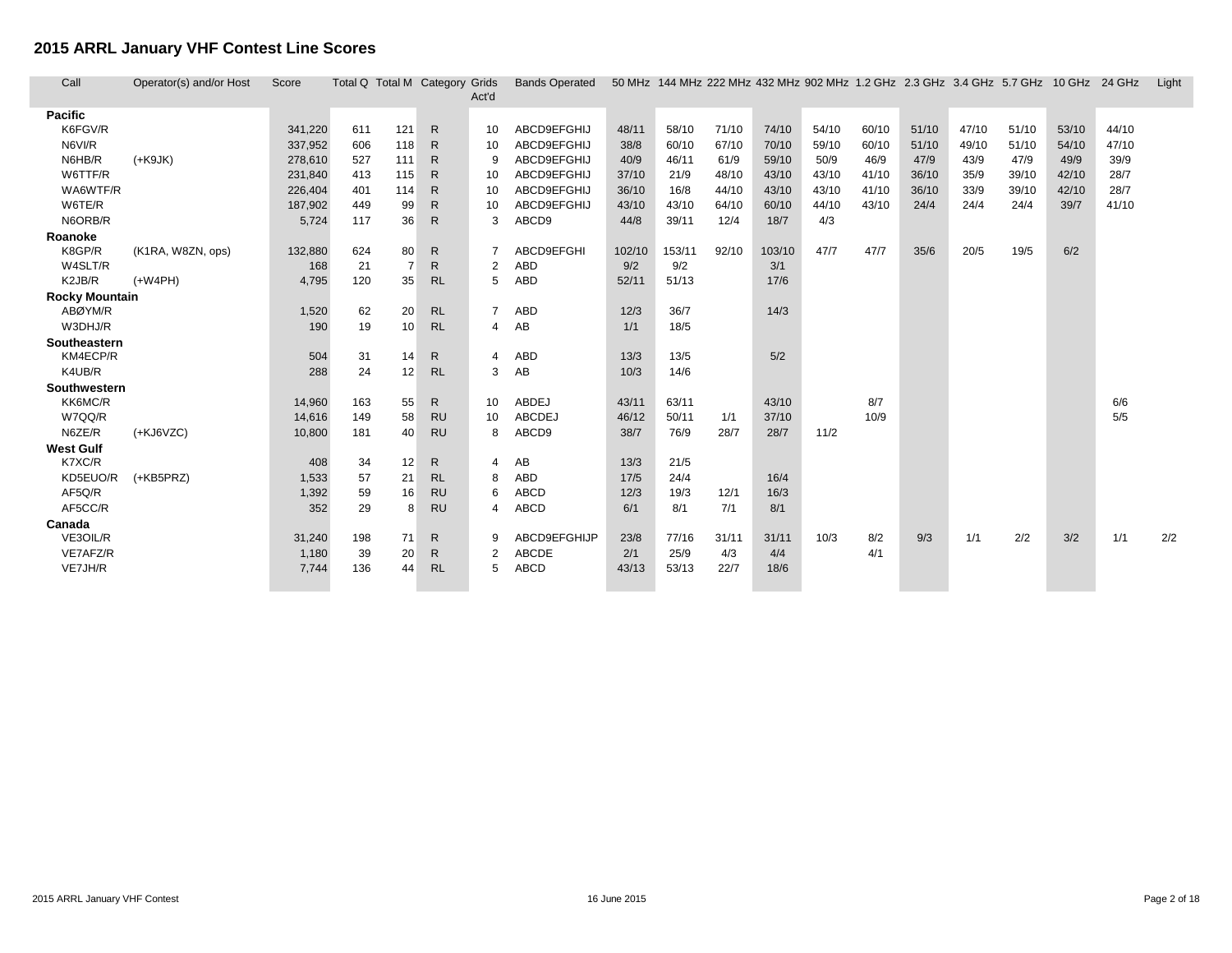## 2015 ARRL January VHF Contest Line Scores

| Call | Operator(s) and/or Host | Score | Total Q | Total M | Category | Grids Act'd | Bands Operated | 50 MHz | 144 MHz | 222 MHz | 432 MHz | 902 MHz | 1.2 GHz | 2.3 GHz | 3.4 GHz | 5.7 GHz | 10 GHz | 24 GHz | Light |
|---|---|---|---|---|---|---|---|---|---|---|---|---|---|---|---|---|---|---|---|
| **Pacific** | | | | | | | | | | | | | | | | | | | |
| K6FGV/R | | 341,220 | 611 | 121 | R | 10 | ABCD9EFGHIJ | 48/11 | 58/10 | 71/10 | 74/10 | 54/10 | 60/10 | 51/10 | 47/10 | 51/10 | 53/10 | 44/10 | |
| N6VI/R | | 337,952 | 606 | 118 | R | 10 | ABCD9EFGHIJ | 38/8 | 60/10 | 67/10 | 70/10 | 59/10 | 60/10 | 51/10 | 49/10 | 51/10 | 54/10 | 47/10 | |
| N6HB/R | (+K9JK) | 278,610 | 527 | 111 | R | 9 | ABCD9EFGHIJ | 40/9 | 46/11 | 61/9 | 59/10 | 50/9 | 46/9 | 47/9 | 43/9 | 47/9 | 49/9 | 39/9 | |
| W6TTF/R | | 231,840 | 413 | 115 | R | 10 | ABCD9EFGHIJ | 37/10 | 21/9 | 48/10 | 43/10 | 43/10 | 41/10 | 36/10 | 35/9 | 39/10 | 42/10 | 28/7 | |
| WA6WTF/R | | 226,404 | 401 | 114 | R | 10 | ABCD9EFGHIJ | 36/10 | 16/8 | 44/10 | 43/10 | 43/10 | 41/10 | 36/10 | 33/9 | 39/10 | 42/10 | 28/7 | |
| W6TE/R | | 187,902 | 449 | 99 | R | 10 | ABCD9EFGHIJ | 43/10 | 43/10 | 64/10 | 60/10 | 44/10 | 43/10 | 24/4 | 24/4 | 24/4 | 39/7 | 41/10 | |
| N6ORB/R | | 5,724 | 117 | 36 | R | 3 | ABCD9 | 44/8 | 39/11 | 12/4 | 18/7 | 4/3 | | | | | | | |
| **Roanoke** | | | | | | | | | | | | | | | | | | | |
| K8GP/R | (K1RA, W8ZN, ops) | 132,880 | 624 | 80 | R | 7 | ABCD9EFGHI | 102/10 | 153/11 | 92/10 | 103/10 | 47/7 | 47/7 | 35/6 | 20/5 | 19/5 | 6/2 | | |
| W4SLT/R | | 168 | 21 | 7 | R | 2 | ABD | 9/2 | 9/2 | | 3/1 | | | | | | | | |
| K2JB/R | (+W4PH) | 4,795 | 120 | 35 | RL | 5 | ABD | 52/11 | 51/13 | | 17/6 | | | | | | | | |
| **Rocky Mountain** | | | | | | | | | | | | | | | | | | | |
| ABØYM/R | | 1,520 | 62 | 20 | RL | 7 | ABD | 12/3 | 36/7 | | 14/3 | | | | | | | | |
| W3DHJ/R | | 190 | 19 | 10 | RL | 4 | AB | 1/1 | 18/5 | | | | | | | | | | |
| **Southeastern** | | | | | | | | | | | | | | | | | | | |
| KM4ECP/R | | 504 | 31 | 14 | R | 4 | ABD | 13/3 | 13/5 | | 5/2 | | | | | | | | |
| K4UB/R | | 288 | 24 | 12 | RL | 3 | AB | 10/3 | 14/6 | | | | | | | | | | |
| **Southwestern** | | | | | | | | | | | | | | | | | | | |
| KK6MC/R | | 14,960 | 163 | 55 | R | 10 | ABDEJ | 43/11 | 63/11 | | 43/10 | | 8/7 | | | | | 6/6 | |
| W7QQ/R | | 14,616 | 149 | 58 | RU | 10 | ABCDEJ | 46/12 | 50/11 | 1/1 | 37/10 | | 10/9 | | | | | 5/5 | |
| N6ZE/R | (+KJ6VZC) | 10,800 | 181 | 40 | RU | 8 | ABCD9 | 38/7 | 76/9 | 28/7 | 28/7 | 11/2 | | | | | | | |
| **West Gulf** | | | | | | | | | | | | | | | | | | | |
| K7XC/R | | 408 | 34 | 12 | R | 4 | AB | 13/3 | 21/5 | | | | | | | | | | |
| KD5EUO/R | (+KB5PRZ) | 1,533 | 57 | 21 | RL | 8 | ABD | 17/5 | 24/4 | | 16/4 | | | | | | | | |
| AF5Q/R | | 1,392 | 59 | 16 | RU | 6 | ABCD | 12/3 | 19/3 | 12/1 | 16/3 | | | | | | | | |
| AF5CC/R | | 352 | 29 | 8 | RU | 4 | ABCD | 6/1 | 8/1 | 7/1 | 8/1 | | | | | | | | |
| **Canada** | | | | | | | | | | | | | | | | | | | |
| VE3OIL/R | | 31,240 | 198 | 71 | R | 9 | ABCD9EFGHIJP | 23/8 | 77/16 | 31/11 | 31/11 | 10/3 | 8/2 | 9/3 | 1/1 | 2/2 | 3/2 | 1/1 | 2/2 |
| VE7AFZ/R | | 1,180 | 39 | 20 | R | 2 | ABCDE | 2/1 | 25/9 | 4/3 | 4/4 | | 4/1 | | | | | | |
| VE7JH/R | | 7,744 | 136 | 44 | RL | 5 | ABCD | 43/13 | 53/13 | 22/7 | 18/6 | | | | | | | | |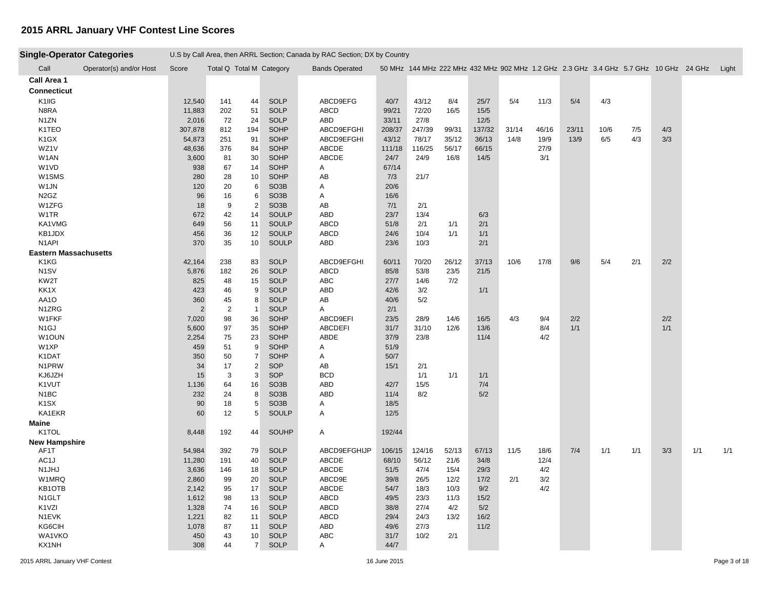# 2015 ARRL January VHF Contest Line Scores

## Single-Operator Categories

U.S by Call Area, then ARRL Section; Canada by RAC Section; DX by Country

| Call | Operator(s) and/or Host | Score | Total Q | Total M | Category | Bands Operated | 50 MHz | 144 MHz | 222 MHz | 432 MHz | 902 MHz | 1.2 GHz | 2.3 GHz | 3.4 GHz | 5.7 GHz | 10 GHz | 24 GHz | Light |
|---|---|---|---|---|---|---|---|---|---|---|---|---|---|---|---|---|---|---|
| **Call Area 1** | | | | | | | | | | | | | | | | | | |
| **Connecticut** | | | | | | | | | | | | | | | | | | |
| K1IIG | | 12,540 | 141 | 44 | SOLP | ABCD9EFG | 40/7 | 43/12 | 8/4 | 25/7 | 5/4 | 11/3 | 5/4 | 4/3 | | | | |
| N8RA | | 11,883 | 202 | 51 | SOLP | ABCD | 99/21 | 72/20 | 16/5 | 15/5 | | | | | | | | |
| N1ZN | | 2,016 | 72 | 24 | SOLP | ABD | 33/11 | 27/8 | | 12/5 | | | | | | | | |
| K1TEO | | 307,878 | 812 | 194 | SOHP | ABCD9EFGHI | 208/37 | 247/39 | 99/31 | 137/32 | 31/14 | 46/16 | 23/11 | 10/6 | 7/5 | 4/3 | | |
| K1GX | | 54,873 | 251 | 91 | SOHP | ABCD9EFGHI | 43/12 | 78/17 | 35/12 | 36/13 | 14/8 | 19/9 | 13/9 | 6/5 | 4/3 | 3/3 | | |
| WZ1V | | 48,636 | 376 | 84 | SOHP | ABCDE | 111/18 | 116/25 | 56/17 | 66/15 | | 27/9 | | | | | | |
| W1AN | | 3,600 | 81 | 30 | SOHP | ABCDE | 24/7 | 24/9 | 16/8 | 14/5 | | 3/1 | | | | | | |
| W1VD | | 938 | 67 | 14 | SOHP | A | 67/14 | | | | | | | | | | | |
| W1SMS | | 280 | 28 | 10 | SOHP | AB | 7/3 | 21/7 | | | | | | | | | | |
| W1JN | | 120 | 20 | 6 | SO3B | A | 20/6 | | | | | | | | | | | |
| N2GZ | | 96 | 16 | 6 | SO3B | A | 16/6 | | | | | | | | | | | |
| W1ZFG | | 18 | 9 | 2 | SO3B | AB | 7/1 | 2/1 | | | | | | | | | | |
| W1TR | | 672 | 42 | 14 | SOULP | ABD | 23/7 | 13/4 | | 6/3 | | | | | | | | |
| KA1VMG | | 649 | 56 | 11 | SOULP | ABCD | 51/8 | 2/1 | 1/1 | 2/1 | | | | | | | | |
| KB1JDX | | 456 | 36 | 12 | SOULP | ABCD | 24/6 | 10/4 | 1/1 | 1/1 | | | | | | | | |
| N1API | | 370 | 35 | 10 | SOULP | ABD | 23/6 | 10/3 | | 2/1 | | | | | | | | |
| **Eastern Massachusetts** | | | | | | | | | | | | | | | | | | |
| K1KG | | 42,164 | 238 | 83 | SOLP | ABCD9EFGHI | 60/11 | 70/20 | 26/12 | 37/13 | 10/6 | 17/8 | 9/6 | 5/4 | 2/1 | 2/2 | | |
| N1SV | | 5,876 | 182 | 26 | SOLP | ABCD | 85/8 | 53/8 | 23/5 | 21/5 | | | | | | | | |
| KW2T | | 825 | 48 | 15 | SOLP | ABC | 27/7 | 14/6 | 7/2 | | | | | | | | | |
| KK1X | | 423 | 46 | 9 | SOLP | ABD | 42/6 | 3/2 | | 1/1 | | | | | | | | |
| AA1O | | 360 | 45 | 8 | SOLP | AB | 40/6 | 5/2 | | | | | | | | | | |
| N1ZRG | | 2 | 2 | 1 | SOLP | A | 2/1 | | | | | | | | | | | |
| W1FKF | | 7,020 | 98 | 36 | SOHP | ABCD9EFI | 23/5 | 28/9 | 14/6 | 16/5 | 4/3 | 9/4 | 2/2 | | | 2/2 | | |
| N1GJ | | 5,600 | 97 | 35 | SOHP | ABCDEFI | 31/7 | 31/10 | 12/6 | 13/6 | | 8/4 | 1/1 | | | 1/1 | | |
| W1OUN | | 2,254 | 75 | 23 | SOHP | ABDE | 37/9 | 23/8 | | 11/4 | | 4/2 | | | | | | |
| W1XP | | 459 | 51 | 9 | SOHP | A | 51/9 | | | | | | | | | | | |
| K1DAT | | 350 | 50 | 7 | SOHP | A | 50/7 | | | | | | | | | | | |
| N1PRW | | 34 | 17 | 2 | SOP | AB | 15/1 | 2/1 | | | | | | | | | | |
| KJ6JZH | | 15 | 3 | 3 | SOP | BCD | | 1/1 | 1/1 | 1/1 | | | | | | | | |
| K1VUT | | 1,136 | 64 | 16 | SO3B | ABD | 42/7 | 15/5 | | 7/4 | | | | | | | | |
| N1BC | | 232 | 24 | 8 | SO3B | ABD | 11/4 | 8/2 | | 5/2 | | | | | | | | |
| K1SX | | 90 | 18 | 5 | SO3B | A | 18/5 | | | | | | | | | | | |
| KA1EKR | | 60 | 12 | 5 | SOULP | A | 12/5 | | | | | | | | | | | |
| **Maine** | | | | | | | | | | | | | | | | | | |
| K1TOL | | 8,448 | 192 | 44 | SOUHP | A | 192/44 | | | | | | | | | | | |
| **New Hampshire** | | | | | | | | | | | | | | | | | | |
| AF1T | | 54,984 | 392 | 79 | SOLP | ABCD9EFGHIJP | 106/15 | 124/16 | 52/13 | 67/13 | 11/5 | 18/6 | 7/4 | 1/1 | 1/1 | 3/3 | 1/1 | 1/1 |
| AC1J | | 11,280 | 191 | 40 | SOLP | ABCDE | 68/10 | 56/12 | 21/6 | 34/8 | | 12/4 | | | | | | |
| N1JHJ | | 3,636 | 146 | 18 | SOLP | ABCDE | 51/5 | 47/4 | 15/4 | 29/3 | | 4/2 | | | | | | |
| W1MRQ | | 2,860 | 99 | 20 | SOLP | ABCD9E | 39/8 | 26/5 | 12/2 | 17/2 | 2/1 | 3/2 | | | | | | |
| KB1OTB | | 2,142 | 95 | 17 | SOLP | ABCDE | 54/7 | 18/3 | 10/3 | 9/2 | | 4/2 | | | | | | |
| N1GLT | | 1,612 | 98 | 13 | SOLP | ABCD | 49/5 | 23/3 | 11/3 | 15/2 | | | | | | | | |
| K1VZI | | 1,328 | 74 | 16 | SOLP | ABCD | 38/8 | 27/4 | 4/2 | 5/2 | | | | | | | | |
| N1EVK | | 1,221 | 82 | 11 | SOLP | ABCD | 29/4 | 24/3 | 13/2 | 16/2 | | | | | | | | |
| KG6CIH | | 1,078 | 87 | 11 | SOLP | ABD | 49/6 | 27/3 | | 11/2 | | | | | | | | |
| WA1VKO | | 450 | 43 | 10 | SOLP | ABC | 31/7 | 10/2 | 2/1 | | | | | | | | | |
| KX1NH | | 308 | 44 | 7 | SOLP | A | 44/7 | | | | | | | | | | | |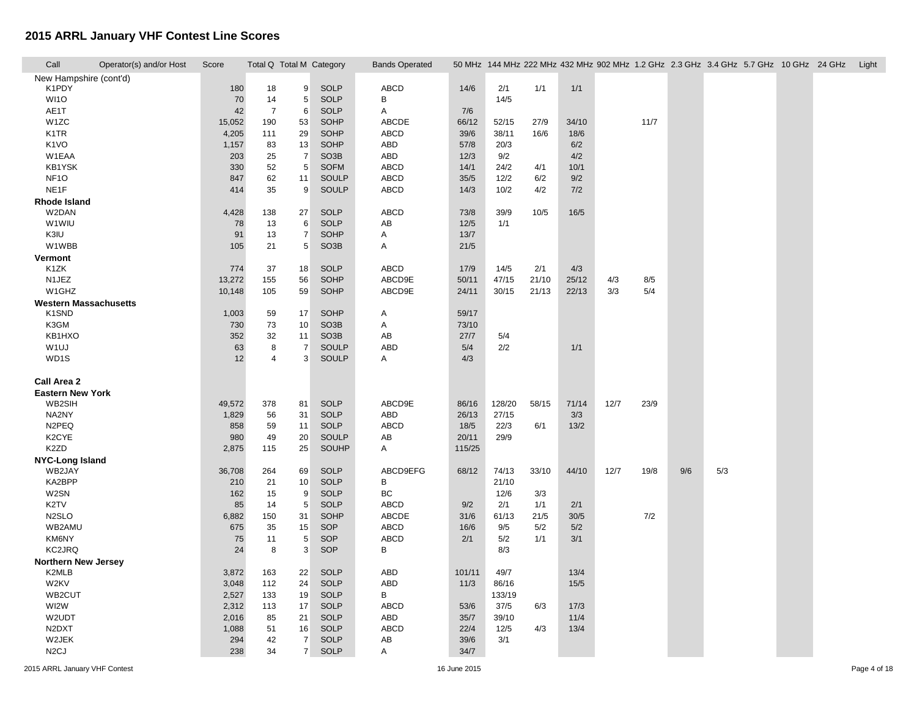# 2015 ARRL January VHF Contest Line Scores

| Call | Operator(s) and/or Host | Score | Total Q | Total M | Category | Bands Operated | 50 MHz | 144 MHz | 222 MHz | 432 MHz | 902 MHz | 1.2 GHz | 2.3 GHz | 3.4 GHz | 5.7 GHz | 10 GHz | 24 GHz | Light |
|---|---|---|---|---|---|---|---|---|---|---|---|---|---|---|---|---|---|---|
| **New Hampshire (cont'd)** | | | | | | | | | | | | | | | | | | |
| K1PDY | | 180 | 18 | 9 | SOLP | ABCD | 14/6 | 2/1 | 1/1 | 1/1 | | | | | | | | |
| WI1O | | 70 | 14 | 5 | SOLP | B | | 14/5 | | | | | | | | | | |
| AE1T | | 42 | 7 | 6 | SOLP | A | 7/6 | | | | | | | | | | | |
| W1ZC | | 15,052 | 190 | 53 | SOHP | ABCDE | 66/12 | 52/15 | 27/9 | 34/10 | | 11/7 | | | | | | |
| K1TR | | 4,205 | 111 | 29 | SOHP | ABCD | 39/6 | 38/11 | 16/6 | 18/6 | | | | | | | | |
| K1VO | | 1,157 | 83 | 13 | SOHP | ABD | 57/8 | 20/3 | | 6/2 | | | | | | | | |
| W1EAA | | 203 | 25 | 7 | SO3B | ABD | 12/3 | 9/2 | | 4/2 | | | | | | | | |
| KB1YSK | | 330 | 52 | 5 | SOFM | ABCD | 14/1 | 24/2 | 4/1 | 10/1 | | | | | | | | |
| NF1O | | 847 | 62 | 11 | SOULP | ABCD | 35/5 | 12/2 | 6/2 | 9/2 | | | | | | | | |
| NE1F | | 414 | 35 | 9 | SOULP | ABCD | 14/3 | 10/2 | 4/2 | 7/2 | | | | | | | | |
| **Rhode Island** | | | | | | | | | | | | | | | | | | |
| W2DAN | | 4,428 | 138 | 27 | SOLP | ABCD | 73/8 | 39/9 | 10/5 | 16/5 | | | | | | | | |
| W1WIU | | 78 | 13 | 6 | SOLP | AB | 12/5 | 1/1 | | | | | | | | | | |
| K3IU | | 91 | 13 | 7 | SOHP | A | 13/7 | | | | | | | | | | | |
| W1WBB | | 105 | 21 | 5 | SO3B | A | 21/5 | | | | | | | | | | | |
| **Vermont** | | | | | | | | | | | | | | | | | | |
| K1ZK | | 774 | 37 | 18 | SOLP | ABCD | 17/9 | 14/5 | 2/1 | 4/3 | | | | | | | | |
| N1JEZ | | 13,272 | 155 | 56 | SOHP | ABCD9E | 50/11 | 47/15 | 21/10 | 25/12 | 4/3 | 8/5 | | | | | | |
| W1GHZ | | 10,148 | 105 | 59 | SOHP | ABCD9E | 24/11 | 30/15 | 21/13 | 22/13 | 3/3 | 5/4 | | | | | | |
| **Western Massachusetts** | | | | | | | | | | | | | | | | | | |
| K1SND | | 1,003 | 59 | 17 | SOHP | A | 59/17 | | | | | | | | | | | |
| K3GM | | 730 | 73 | 10 | SO3B | A | 73/10 | | | | | | | | | | | |
| KB1HXO | | 352 | 32 | 11 | SO3B | AB | 27/7 | 5/4 | | | | | | | | | | |
| W1UJ | | 63 | 8 | 7 | SOULP | ABD | 5/4 | 2/2 | | 1/1 | | | | | | | | |
| WD1S | | 12 | 4 | 3 | SOULP | A | 4/3 | | | | | | | | | | | |
| **Call Area 2** | | | | | | | | | | | | | | | | | | |
| **Eastern New York** | | | | | | | | | | | | | | | | | | |
| WB2SIH | | 49,572 | 378 | 81 | SOLP | ABCD9E | 86/16 | 128/20 | 58/15 | 71/14 | 12/7 | 23/9 | | | | | | |
| NA2NY | | 1,829 | 56 | 31 | SOLP | ABD | 26/13 | 27/15 | | 3/3 | | | | | | | | |
| N2PEQ | | 858 | 59 | 11 | SOLP | ABCD | 18/5 | 22/3 | 6/1 | 13/2 | | | | | | | | |
| K2CYE | | 980 | 49 | 20 | SOULP | AB | 20/11 | 29/9 | | | | | | | | | | |
| K2ZD | | 2,875 | 115 | 25 | SOUHP | A | 115/25 | | | | | | | | | | | |
| **NYC-Long Island** | | | | | | | | | | | | | | | | | | |
| WB2JAY | | 36,708 | 264 | 69 | SOLP | ABCD9EFG | 68/12 | 74/13 | 33/10 | 44/10 | 12/7 | 19/8 | 9/6 | 5/3 | | | | |
| KA2BPP | | 210 | 21 | 10 | SOLP | B | | 21/10 | | | | | | | | | | |
| W2SN | | 162 | 15 | 9 | SOLP | BC | | 12/6 | 3/3 | | | | | | | | | |
| K2TV | | 85 | 14 | 5 | SOLP | ABCD | 9/2 | 2/1 | 1/1 | 2/1 | | | | | | | | |
| N2SLO | | 6,882 | 150 | 31 | SOHP | ABCDE | 31/6 | 61/13 | 21/5 | 30/5 | | 7/2 | | | | | | |
| WB2AMU | | 675 | 35 | 15 | SOP | ABCD | 16/6 | 9/5 | 5/2 | 5/2 | | | | | | | | |
| KM6NY | | 75 | 11 | 5 | SOP | ABCD | 2/1 | 5/2 | 1/1 | 3/1 | | | | | | | | |
| KC2JRQ | | 24 | 8 | 3 | SOP | B | | 8/3 | | | | | | | | | | |
| **Northern New Jersey** | | | | | | | | | | | | | | | | | | |
| K2MLB | | 3,872 | 163 | 22 | SOLP | ABD | 101/11 | 49/7 | | 13/4 | | | | | | | | |
| W2KV | | 3,048 | 112 | 24 | SOLP | ABD | 11/3 | 86/16 | | 15/5 | | | | | | | | |
| WB2CUT | | 2,527 | 133 | 19 | SOLP | B | | 133/19 | | | | | | | | | | |
| WI2W | | 2,312 | 113 | 17 | SOLP | ABCD | 53/6 | 37/5 | 6/3 | 17/3 | | | | | | | | |
| W2UDT | | 2,016 | 85 | 21 | SOLP | ABD | 35/7 | 39/10 | | 11/4 | | | | | | | | |
| N2DXT | | 1,088 | 51 | 16 | SOLP | ABCD | 22/4 | 12/5 | 4/3 | 13/4 | | | | | | | | |
| W2JEK | | 294 | 42 | 7 | SOLP | AB | 39/6 | 3/1 | | | | | | | | | | |
| N2CJ | | 238 | 34 | 7 | SOLP | A | 34/7 | | | | | | | | | | | |

2015 ARRL January VHF Contest 16 June 2015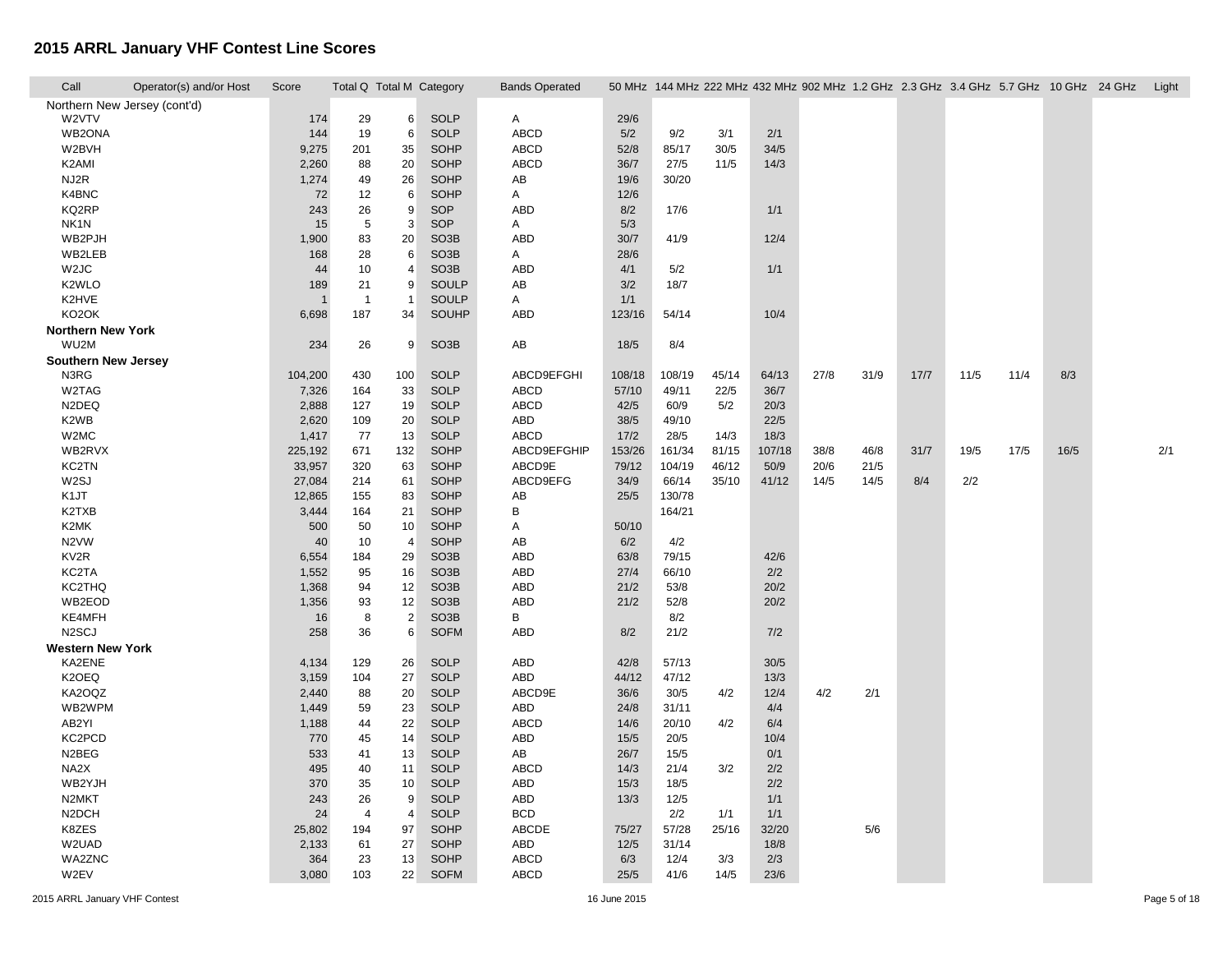## 2015 ARRL January VHF Contest Line Scores

| Call | Operator(s) and/or Host | Score | Total Q | Total M | Category | Bands Operated | 50 MHz | 144 MHz | 222 MHz | 432 MHz | 902 MHz | 1.2 GHz | 2.3 GHz | 3.4 GHz | 5.7 GHz | 10 GHz | 24 GHz | Light |
|---|---|---|---|---|---|---|---|---|---|---|---|---|---|---|---|---|---|---|
| Northern New Jersey (cont'd) | | | | | | | | | | | | | | | | | | |
| W2VTV | | 174 | 29 | 6 | SOLP | A | 29/6 | | | | | | | | | | | |
| WB2ONA | | 144 | 19 | 6 | SOLP | ABCD | 5/2 | 9/2 | 3/1 | 2/1 | | | | | | | | |
| W2BVH | | 9,275 | 201 | 35 | SOHP | ABCD | 52/8 | 85/17 | 30/5 | 34/5 | | | | | | | | |
| K2AMI | | 2,260 | 88 | 20 | SOHP | ABCD | 36/7 | 27/5 | 11/5 | 14/3 | | | | | | | | |
| NJ2R | | 1,274 | 49 | 26 | SOHP | AB | 19/6 | 30/20 | | | | | | | | | | |
| K4BNC | | 72 | 12 | 6 | SOHP | A | 12/6 | | | | | | | | | | | |
| KQ2RP | | 243 | 26 | 9 | SOP | ABD | 8/2 | 17/6 | | 1/1 | | | | | | | | |
| NK1N | | 15 | 5 | 3 | SOP | A | 5/3 | | | | | | | | | | | |
| WB2PJH | | 1,900 | 83 | 20 | SO3B | ABD | 30/7 | 41/9 | | 12/4 | | | | | | | | |
| WB2LEB | | 168 | 28 | 6 | SO3B | A | 28/6 | | | | | | | | | | | |
| W2JC | | 44 | 10 | 4 | SO3B | ABD | 4/1 | 5/2 | | 1/1 | | | | | | | | |
| K2WLO | | 189 | 21 | 9 | SOULP | AB | 3/2 | 18/7 | | | | | | | | | | |
| K2HVE | | 1 | 1 | 1 | SOULP | A | 1/1 | | | | | | | | | | | |
| KO2OK | | 6,698 | 187 | 34 | SOUHP | ABD | 123/16 | 54/14 | | 10/4 | | | | | | | | |
| **Northern New York** | | | | | | | | | | | | | | | | | | |
| WU2M | | 234 | 26 | 9 | SO3B | AB | 18/5 | 8/4 | | | | | | | | | | |
| **Southern New Jersey** | | | | | | | | | | | | | | | | | | |
| N3RG | | 104,200 | 430 | 100 | SOLP | ABCD9EFGHI | 108/18 | 108/19 | 45/14 | 64/13 | 27/8 | 31/9 | 17/7 | 11/5 | 11/4 | 8/3 | | |
| W2TAG | | 7,326 | 164 | 33 | SOLP | ABCD | 57/10 | 49/11 | 22/5 | 36/7 | | | | | | | | |
| N2DEQ | | 2,888 | 127 | 19 | SOLP | ABCD | 42/5 | 60/9 | 5/2 | 20/3 | | | | | | | | |
| K2WB | | 2,620 | 109 | 20 | SOLP | ABD | 38/5 | 49/10 | | 22/5 | | | | | | | | |
| W2MC | | 1,417 | 77 | 13 | SOLP | ABCD | 17/2 | 28/5 | 14/3 | 18/3 | | | | | | | | |
| WB2RVX | | 225,192 | 671 | 132 | SOHP | ABCD9EFGHIP | 153/26 | 161/34 | 81/15 | 107/18 | 38/8 | 46/8 | 31/7 | 19/5 | 17/5 | 16/5 | | 2/1 |
| KC2TN | | 33,957 | 320 | 63 | SOHP | ABCD9E | 79/12 | 104/19 | 46/12 | 50/9 | 20/6 | 21/5 | | | | | | |
| W2SJ | | 27,084 | 214 | 61 | SOHP | ABCD9EFG | 34/9 | 66/14 | 35/10 | 41/12 | 14/5 | 14/5 | 8/4 | 2/2 | | | | |
| K1JT | | 12,865 | 155 | 83 | SOHP | AB | 25/5 | 130/78 | | | | | | | | | | |
| K2TXB | | 3,444 | 164 | 21 | SOHP | B | | 164/21 | | | | | | | | | | |
| K2MK | | 500 | 50 | 10 | SOHP | A | 50/10 | | | | | | | | | | | |
| N2VW | | 40 | 10 | 4 | SOHP | AB | 6/2 | 4/2 | | | | | | | | | | |
| KV2R | | 6,554 | 184 | 29 | SO3B | ABD | 63/8 | 79/15 | | 42/6 | | | | | | | | |
| KC2TA | | 1,552 | 95 | 16 | SO3B | ABD | 27/4 | 66/10 | | 2/2 | | | | | | | | |
| KC2THQ | | 1,368 | 94 | 12 | SO3B | ABD | 21/2 | 53/8 | | 20/2 | | | | | | | | |
| WB2EOD | | 1,356 | 93 | 12 | SO3B | ABD | 21/2 | 52/8 | | 20/2 | | | | | | | | |
| KE4MFH | | 16 | 8 | 2 | SO3B | B | | 8/2 | | | | | | | | | | |
| N2SCJ | | 258 | 36 | 6 | SOFM | ABD | 8/2 | 21/2 | | 7/2 | | | | | | | | |
| **Western New York** | | | | | | | | | | | | | | | | | | |
| KA2ENE | | 4,134 | 129 | 26 | SOLP | ABD | 42/8 | 57/13 | | 30/5 | | | | | | | | |
| K2OEQ | | 3,159 | 104 | 27 | SOLP | ABD | 44/12 | 47/12 | | 13/3 | | | | | | | | |
| KA2OQZ | | 2,440 | 88 | 20 | SOLP | ABCD9E | 36/6 | 30/5 | 4/2 | 12/4 | 4/2 | 2/1 | | | | | | |
| WB2WPM | | 1,449 | 59 | 23 | SOLP | ABD | 24/8 | 31/11 | | 4/4 | | | | | | | | |
| AB2YI | | 1,188 | 44 | 22 | SOLP | ABCD | 14/6 | 20/10 | 4/2 | 6/4 | | | | | | | | |
| KC2PCD | | 770 | 45 | 14 | SOLP | ABD | 15/5 | 20/5 | | 10/4 | | | | | | | | |
| N2BEG | | 533 | 41 | 13 | SOLP | AB | 26/7 | 15/5 | | 0/1 | | | | | | | | |
| NA2X | | 495 | 40 | 11 | SOLP | ABCD | 14/3 | 21/4 | 3/2 | 2/2 | | | | | | | | |
| WB2YJH | | 370 | 35 | 10 | SOLP | ABD | 15/3 | 18/5 | | 2/2 | | | | | | | | |
| N2MKT | | 243 | 26 | 9 | SOLP | ABD | 13/3 | 12/5 | | 1/1 | | | | | | | | |
| N2DCH | | 24 | 4 | 4 | SOLP | BCD | | 2/2 | 1/1 | 1/1 | | | | | | | | |
| K8ZES | | 25,802 | 194 | 97 | SOHP | ABCDE | 75/27 | 57/28 | 25/16 | 32/20 | | 5/6 | | | | | | |
| W2UAD | | 2,133 | 61 | 27 | SOHP | ABD | 12/5 | 31/14 | | 18/8 | | | | | | | | |
| WA2ZNC | | 364 | 23 | 13 | SOHP | ABCD | 6/3 | 12/4 | 3/3 | 2/3 | | | | | | | | |
| W2EV | | 3,080 | 103 | 22 | SOFM | ABCD | 25/5 | 41/6 | 14/5 | 23/6 | | | | | | | | |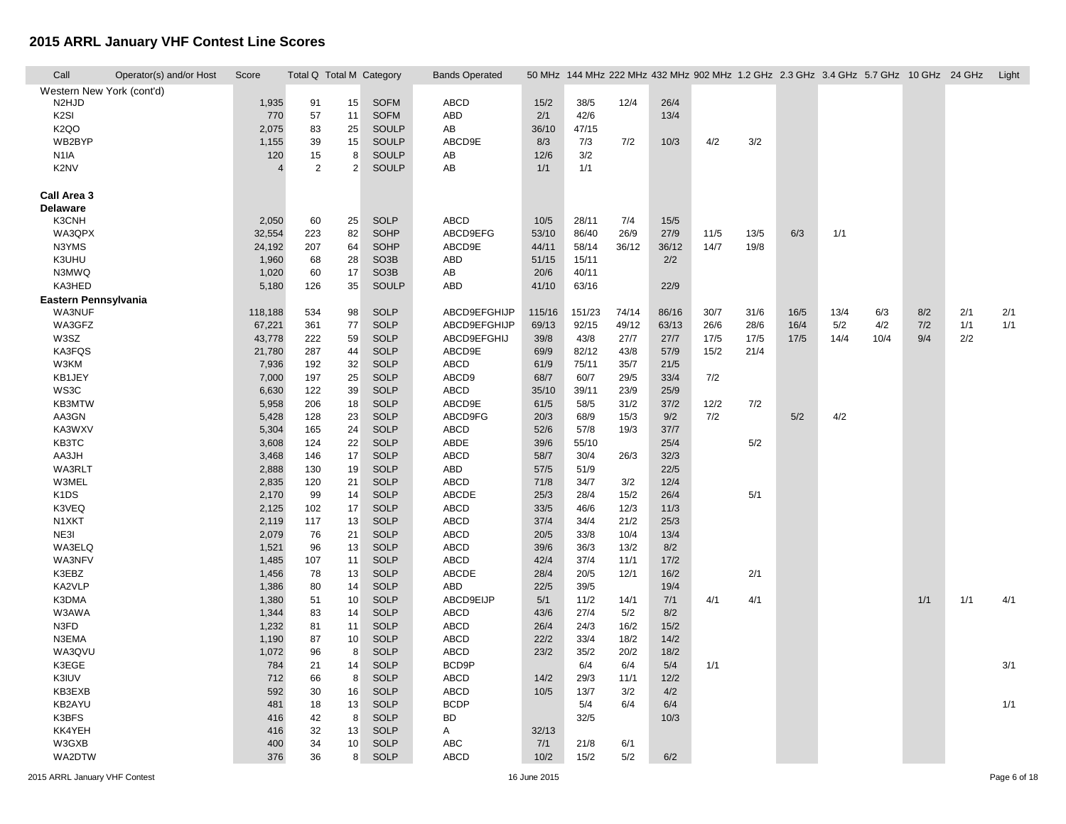# 2015 ARRL January VHF Contest Line Scores

| Call | Operator(s) and/or Host | Score | Total Q | Total M | Category | Bands Operated | 50 MHz | 144 MHz | 222 MHz | 432 MHz | 902 MHz | 1.2 GHz | 2.3 GHz | 3.4 GHz | 5.7 GHz | 10 GHz | 24 GHz | Light |
|---|---|---|---|---|---|---|---|---|---|---|---|---|---|---|---|---|---|---|
| **Western New York (cont'd)** | | | | | | | | | | | | | | | | | | |
| N2HJD | | 1,935 | 91 | 15 | SOFM | ABCD | 15/2 | 38/5 | 12/4 | 26/4 | | | | | | | | |
| K2SI | | 770 | 57 | 11 | SOFM | ABD | 2/1 | 42/6 | | 13/4 | | | | | | | | |
| K2QO | | 2,075 | 83 | 25 | SOULP | AB | 36/10 | 47/15 | | | | | | | | | | |
| WB2BYP | | 1,155 | 39 | 15 | SOULP | ABCD9E | 8/3 | 7/3 | 7/2 | 10/3 | 4/2 | 3/2 | | | | | | |
| N1IA | | 120 | 15 | 8 | SOULP | AB | 12/6 | 3/2 | | | | | | | | | | |
| K2NV | | 4 | 2 | 2 | SOULP | AB | 1/1 | 1/1 | | | | | | | | | | |
| **Call Area 3** | | | | | | | | | | | | | | | | | | |
| **Delaware** | | | | | | | | | | | | | | | | | | |
| K3CNH | | 2,050 | 60 | 25 | SOLP | ABCD | 10/5 | 28/11 | 7/4 | 15/5 | | | | | | | | |
| WA3QPX | | 32,554 | 223 | 82 | SOHP | ABCD9EFG | 53/10 | 86/40 | 26/9 | 27/9 | 11/5 | 13/5 | 6/3 | 1/1 | | | | |
| N3YMS | | 24,192 | 207 | 64 | SOHP | ABCD9E | 44/11 | 58/14 | 36/12 | 36/12 | 14/7 | 19/8 | | | | | | |
| K3UHU | | 1,960 | 68 | 28 | SO3B | ABD | 51/15 | 15/11 | | 2/2 | | | | | | | | |
| N3MWQ | | 1,020 | 60 | 17 | SO3B | AB | 20/6 | 40/11 | | | | | | | | | | |
| KA3HED | | 5,180 | 126 | 35 | SOULP | ABD | 41/10 | 63/16 | | 22/9 | | | | | | | | |
| **Eastern Pennsylvania** | | | | | | | | | | | | | | | | | | |
| WA3NUF | | 118,188 | 534 | 98 | SOLP | ABCD9EFGHIJP | 115/16 | 151/23 | 74/14 | 86/16 | 30/7 | 31/6 | 16/5 | 13/4 | 6/3 | 8/2 | 2/1 | 2/1 |
| WA3GFZ | | 67,221 | 361 | 77 | SOLP | ABCD9EFGHIJP | 69/13 | 92/15 | 49/12 | 63/13 | 26/6 | 28/6 | 16/4 | 5/2 | 4/2 | 7/2 | 1/1 | 1/1 |
| W3SZ | | 43,778 | 222 | 59 | SOLP | ABCD9EFGHIJ | 39/8 | 43/8 | 27/7 | 27/7 | 17/5 | 17/5 | 17/5 | 14/4 | 10/4 | 9/4 | 2/2 | |
| KA3FQS | | 21,780 | 287 | 44 | SOLP | ABCD9E | 69/9 | 82/12 | 43/8 | 57/9 | 15/2 | 21/4 | | | | | | |
| W3KM | | 7,936 | 192 | 32 | SOLP | ABCD | 61/9 | 75/11 | 35/7 | 21/5 | | | | | | | | |
| KB1JEY | | 7,000 | 197 | 25 | SOLP | ABCD9 | 68/7 | 60/7 | 29/5 | 33/4 | 7/2 | | | | | | | |
| WS3C | | 6,630 | 122 | 39 | SOLP | ABCD | 35/10 | 39/11 | 23/9 | 25/9 | | | | | | | | |
| KB3MTW | | 5,958 | 206 | 18 | SOLP | ABCD9E | 61/5 | 58/5 | 31/2 | 37/2 | 12/2 | 7/2 | | | | | | |
| AA3GN | | 5,428 | 128 | 23 | SOLP | ABCD9FG | 20/3 | 68/9 | 15/3 | 9/2 | 7/2 | | 5/2 | 4/2 | | | | |
| KA3WXV | | 5,304 | 165 | 24 | SOLP | ABCD | 52/6 | 57/8 | 19/3 | 37/7 | | | | | | | | |
| KB3TC | | 3,608 | 124 | 22 | SOLP | ABDE | 39/6 | 55/10 | | 25/4 | | 5/2 | | | | | | |
| AA3JH | | 3,468 | 146 | 17 | SOLP | ABCD | 58/7 | 30/4 | 26/3 | 32/3 | | | | | | | | |
| WA3RLT | | 2,888 | 130 | 19 | SOLP | ABD | 57/5 | 51/9 | | 22/5 | | | | | | | | |
| W3MEL | | 2,835 | 120 | 21 | SOLP | ABCD | 71/8 | 34/7 | 3/2 | 12/4 | | | | | | | | |
| K1DS | | 2,170 | 99 | 14 | SOLP | ABCDE | 25/3 | 28/4 | 15/2 | 26/4 | | 5/1 | | | | | | |
| K3VEQ | | 2,125 | 102 | 17 | SOLP | ABCD | 33/5 | 46/6 | 12/3 | 11/3 | | | | | | | | |
| N1XKT | | 2,119 | 117 | 13 | SOLP | ABCD | 37/4 | 34/4 | 21/2 | 25/3 | | | | | | | | |
| NE3I | | 2,079 | 76 | 21 | SOLP | ABCD | 20/5 | 33/8 | 10/4 | 13/4 | | | | | | | | |
| WA3ELQ | | 1,521 | 96 | 13 | SOLP | ABCD | 39/6 | 36/3 | 13/2 | 8/2 | | | | | | | | |
| WA3NFV | | 1,485 | 107 | 11 | SOLP | ABCD | 42/4 | 37/4 | 11/1 | 17/2 | | | | | | | | |
| K3EBZ | | 1,456 | 78 | 13 | SOLP | ABCDE | 28/4 | 20/5 | 12/1 | 16/2 | | 2/1 | | | | | | |
| KA2VLP | | 1,386 | 80 | 14 | SOLP | ABD | 22/5 | 39/5 | | 19/4 | | | | | | | | |
| K3DMA | | 1,380 | 51 | 10 | SOLP | ABCD9EIJP | 5/1 | 11/2 | 14/1 | 7/1 | 4/1 | 4/1 | | | | 1/1 | 1/1 | 4/1 |
| W3AWA | | 1,344 | 83 | 14 | SOLP | ABCD | 43/6 | 27/4 | 5/2 | 8/2 | | | | | | | | |
| N3FD | | 1,232 | 81 | 11 | SOLP | ABCD | 26/4 | 24/3 | 16/2 | 15/2 | | | | | | | | |
| N3EMA | | 1,190 | 87 | 10 | SOLP | ABCD | 22/2 | 33/4 | 18/2 | 14/2 | | | | | | | | |
| WA3QVU | | 1,072 | 96 | 8 | SOLP | ABCD | 23/2 | 35/2 | 20/2 | 18/2 | | | | | | | | |
| K3EGE | | 784 | 21 | 14 | SOLP | BCD9P | | 6/4 | 6/4 | 5/4 | 1/1 | | | | | | | 3/1 |
| K3IUV | | 712 | 66 | 8 | SOLP | ABCD | 14/2 | 29/3 | 11/1 | 12/2 | | | | | | | | |
| KB3EXB | | 592 | 30 | 16 | SOLP | ABCD | 10/5 | 13/7 | 3/2 | 4/2 | | | | | | | | |
| KB2AYU | | 481 | 18 | 13 | SOLP | BCDP | | 5/4 | 6/4 | 6/4 | | | | | | | | 1/1 |
| K3BFS | | 416 | 42 | 8 | SOLP | BD | | 32/5 | | 10/3 | | | | | | | | |
| KK4YEH | | 416 | 32 | 13 | SOLP | A | 32/13 | | | | | | | | | | | |
| W3GXB | | 400 | 34 | 10 | SOLP | ABC | 7/1 | 21/8 | 6/1 | | | | | | | | | |
| WA2DTW | | 376 | 36 | 8 | SOLP | ABCD | 10/2 | 15/2 | 5/2 | 6/2 | | | | | | | | |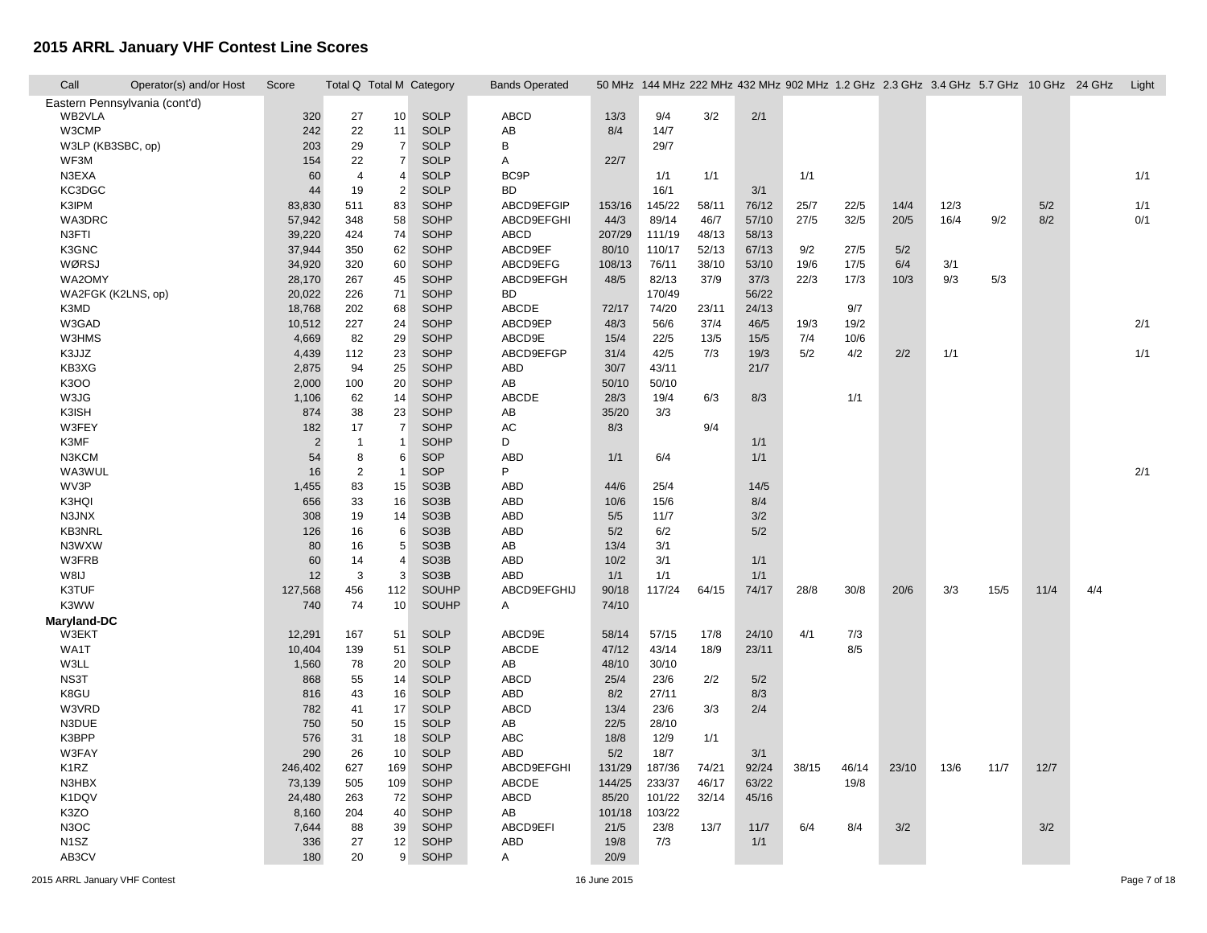## 2015 ARRL January VHF Contest Line Scores

| Call | Operator(s) and/or Host | Score | Total Q | Total M | Category | Bands Operated | 50 MHz | 144 MHz | 222 MHz | 432 MHz | 902 MHz | 1.2 GHz | 2.3 GHz | 3.4 GHz | 5.7 GHz | 10 GHz | 24 GHz | Light |
|---|---|---|---|---|---|---|---|---|---|---|---|---|---|---|---|---|---|---|
| Eastern Pennsylvania (cont'd) | | | | | | | | | | | | | | | | | | |
| WB2VLA | | 320 | 27 | 10 | SOLP | ABCD | 13/3 | 9/4 | 3/2 | 2/1 | | | | | | | | |
| W3CMP | | 242 | 22 | 11 | SOLP | AB | 8/4 | 14/7 | | | | | | | | | | |
| W3LP (KB3SBC, op) | | 203 | 29 | 7 | SOLP | B | | 29/7 | | | | | | | | | | |
| WF3M | | 154 | 22 | 7 | SOLP | A | 22/7 | | | | | | | | | | | |
| N3EXA | | 60 | 4 | 4 | SOLP | BC9P | | 1/1 | 1/1 | | 1/1 | | | | | | | 1/1 |
| KC3DGC | | 44 | 19 | 2 | SOLP | BD | | 16/1 | | 3/1 | | | | | | | | |
| K3IPM | | 83,830 | 511 | 83 | SOHP | ABCD9EFGIP | 153/16 | 145/22 | 58/11 | 76/12 | 25/7 | 22/5 | 14/4 | 12/3 | | 5/2 | | 1/1 |
| WA3DRC | | 57,942 | 348 | 58 | SOHP | ABCD9EFGHI | 44/3 | 89/14 | 46/7 | 57/10 | 27/5 | 32/5 | 20/5 | 16/4 | 9/2 | 8/2 | | 0/1 |
| N3FTI | | 39,220 | 424 | 74 | SOHP | ABCD | 207/29 | 111/19 | 48/13 | 58/13 | | | | | | | | |
| K3GNC | | 37,944 | 350 | 62 | SOHP | ABCD9EF | 80/10 | 110/17 | 52/13 | 67/13 | 9/2 | 27/5 | 5/2 | | | | | |
| WØRSJ | | 34,920 | 320 | 60 | SOHP | ABCD9EFG | 108/13 | 76/11 | 38/10 | 53/10 | 19/6 | 17/5 | 6/4 | 3/1 | | | | |
| WA2OMY | | 28,170 | 267 | 45 | SOHP | ABCD9EFGH | 48/5 | 82/13 | 37/9 | 37/3 | 22/3 | 17/3 | 10/3 | 9/3 | 5/3 | | | |
| WA2FGK (K2LNS, op) | | 20,022 | 226 | 71 | SOHP | BD | | 170/49 | | 56/22 | | | | | | | | |
| K3MD | | 18,768 | 202 | 68 | SOHP | ABCDE | 72/17 | 74/20 | 23/11 | 24/13 | | 9/7 | | | | | | |
| W3GAD | | 10,512 | 227 | 24 | SOHP | ABCD9EP | 48/3 | 56/6 | 37/4 | 46/5 | 19/3 | 19/2 | | | | | | 2/1 |
| W3HMS | | 4,669 | 82 | 29 | SOHP | ABCD9E | 15/4 | 22/5 | 13/5 | 15/5 | 7/4 | 10/6 | | | | | | |
| K3JJZ | | 4,439 | 112 | 23 | SOHP | ABCD9EFGP | 31/4 | 42/5 | 7/3 | 19/3 | 5/2 | 4/2 | 2/2 | 1/1 | | | | 1/1 |
| KB3XG | | 2,875 | 94 | 25 | SOHP | ABD | 30/7 | 43/11 | | 21/7 | | | | | | | | |
| K3OO | | 2,000 | 100 | 20 | SOHP | AB | 50/10 | 50/10 | | | | | | | | | | |
| W3JG | | 1,106 | 62 | 14 | SOHP | ABCDE | 28/3 | 19/4 | 6/3 | 8/3 | | 1/1 | | | | | | |
| K3ISH | | 874 | 38 | 23 | SOHP | AB | 35/20 | 3/3 | | | | | | | | | | |
| W3FEY | | 182 | 17 | 7 | SOHP | AC | 8/3 | | 9/4 | | | | | | | | | |
| K3MF | | 2 | 1 | 1 | SOHP | D | | | | 1/1 | | | | | | | | |
| N3KCM | | 54 | 8 | 6 | SOP | ABD | 1/1 | 6/4 | | 1/1 | | | | | | | | |
| WA3WUL | | 16 | 2 | 1 | SOP | P | | | | | | | | | | | | 2/1 |
| WV3P | | 1,455 | 83 | 15 | SO3B | ABD | 44/6 | 25/4 | | 14/5 | | | | | | | | |
| K3HQI | | 656 | 33 | 16 | SO3B | ABD | 10/6 | 15/6 | | 8/4 | | | | | | | | |
| N3JNX | | 308 | 19 | 14 | SO3B | ABD | 5/5 | 11/7 | | 3/2 | | | | | | | | |
| KB3NRL | | 126 | 16 | 6 | SO3B | ABD | 5/2 | 6/2 | | 5/2 | | | | | | | | |
| N3WXW | | 80 | 16 | 5 | SO3B | AB | 13/4 | 3/1 | | | | | | | | | | |
| W3FRB | | 60 | 14 | 4 | SO3B | ABD | 10/2 | 3/1 | | 1/1 | | | | | | | | |
| W8IJ | | 12 | 3 | 3 | SO3B | ABD | 1/1 | 1/1 | | 1/1 | | | | | | | | |
| K3TUF | | 127,568 | 456 | 112 | SOUHP | ABCD9EFGHIJ | 90/18 | 117/24 | 64/15 | 74/17 | 28/8 | 30/8 | 20/6 | 3/3 | 15/5 | 11/4 | 4/4 | |
| K3WW | | 740 | 74 | 10 | SOUHP | A | 74/10 | | | | | | | | | | | |
| **Maryland-DC** | | | | | | | | | | | | | | | | | | |
| W3EKT | | 12,291 | 167 | 51 | SOLP | ABCD9E | 58/14 | 57/15 | 17/8 | 24/10 | 4/1 | 7/3 | | | | | | |
| WA1T | | 10,404 | 139 | 51 | SOLP | ABCDE | 47/12 | 43/14 | 18/9 | 23/11 | | 8/5 | | | | | | |
| W3LL | | 1,560 | 78 | 20 | SOLP | AB | 48/10 | 30/10 | | | | | | | | | | |
| NS3T | | 868 | 55 | 14 | SOLP | ABCD | 25/4 | 23/6 | 2/2 | 5/2 | | | | | | | | |
| K8GU | | 816 | 43 | 16 | SOLP | ABD | 8/2 | 27/11 | | 8/3 | | | | | | | | |
| W3VRD | | 782 | 41 | 17 | SOLP | ABCD | 13/4 | 23/6 | 3/3 | 2/4 | | | | | | | | |
| N3DUE | | 750 | 50 | 15 | SOLP | AB | 22/5 | 28/10 | | | | | | | | | | |
| K3BPP | | 576 | 31 | 18 | SOLP | ABC | 18/8 | 12/9 | 1/1 | | | | | | | | | |
| W3FAY | | 290 | 26 | 10 | SOLP | ABD | 5/2 | 18/7 | | 3/1 | | | | | | | | |
| K1RZ | | 246,402 | 627 | 169 | SOHP | ABCD9EFGHI | 131/29 | 187/36 | 74/21 | 92/24 | 38/15 | 46/14 | 23/10 | 13/6 | 11/7 | 12/7 | | |
| N3HBX | | 73,139 | 505 | 109 | SOHP | ABCDE | 144/25 | 233/37 | 46/17 | 63/22 | | 19/8 | | | | | | |
| K1DQV | | 24,480 | 263 | 72 | SOHP | ABCD | 85/20 | 101/22 | 32/14 | 45/16 | | | | | | | | |
| K3ZO | | 8,160 | 204 | 40 | SOHP | AB | 101/18 | 103/22 | | | | | | | | | | |
| N3OC | | 7,644 | 88 | 39 | SOHP | ABCD9EFI | 21/5 | 23/8 | 13/7 | 11/7 | 6/4 | 8/4 | 3/2 | | | 3/2 | | |
| N1SZ | | 336 | 27 | 12 | SOHP | ABD | 19/8 | 7/3 | | 1/1 | | | | | | | | |
| AB3CV | | 180 | 20 | 9 | SOHP | A | 20/9 | | | | | | | | | | | |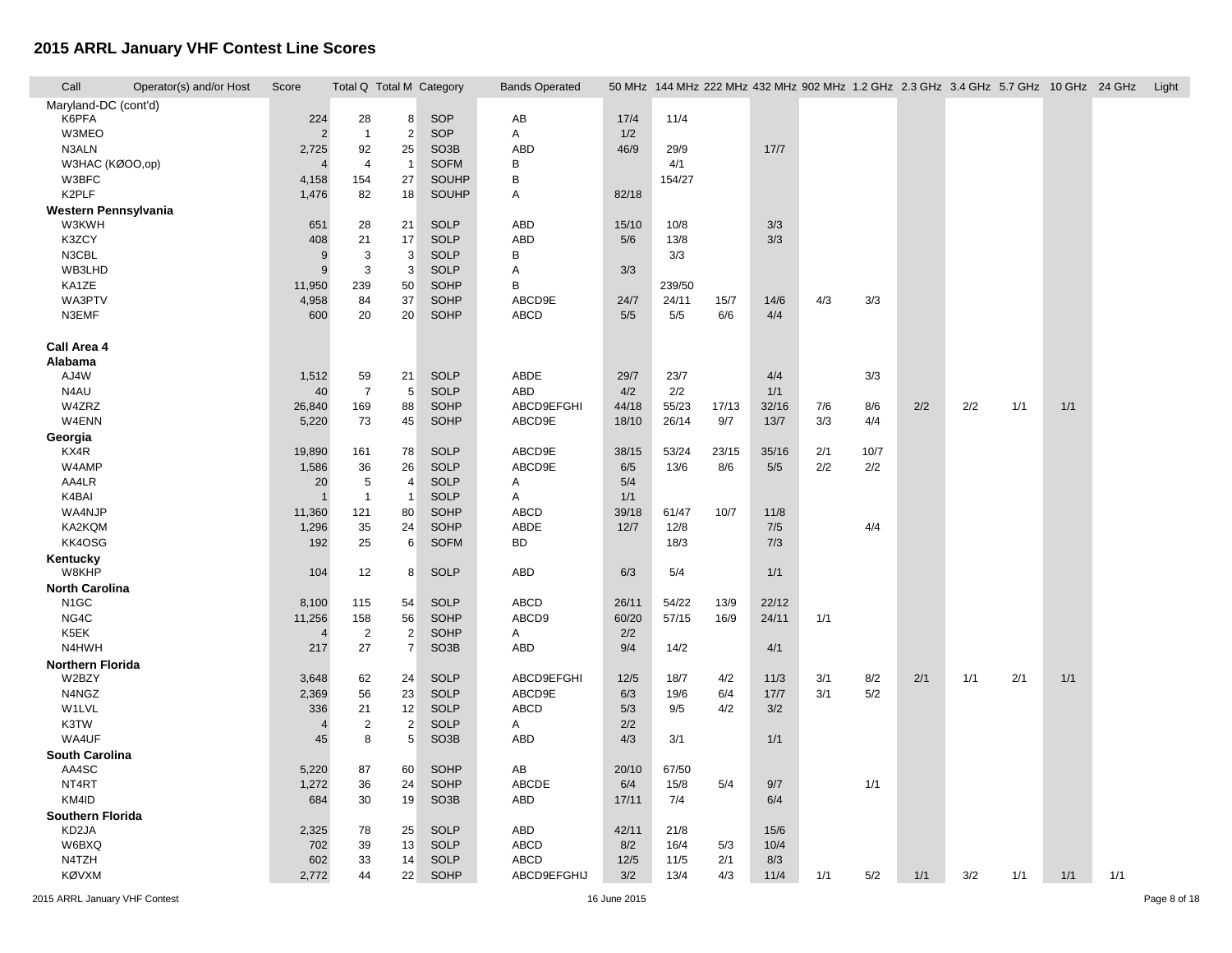# 2015 ARRL January VHF Contest Line Scores

| Call | Operator(s) and/or Host | Score | Total Q | Total M | Category | Bands Operated | 50 MHz | 144 MHz | 222 MHz | 432 MHz | 902 MHz | 1.2 GHz | 2.3 GHz | 3.4 GHz | 5.7 GHz | 10 GHz | 24 GHz | Light |
|---|---|---|---|---|---|---|---|---|---|---|---|---|---|---|---|---|---|---|
| Maryland-DC (cont'd) | | | | | | | | | | | | | | | | | | |
| K6PFA | | 224 | 28 | 8 | SOP | AB | 17/4 | 11/4 | | | | | | | | | | |
| W3MEO | | 2 | 1 | 2 | SOP | A | 1/2 | | | | | | | | | | | |
| N3ALN | | 2,725 | 92 | 25 | SO3B | ABD | 46/9 | 29/9 | | 17/7 | | | | | | | | |
| W3HAC (KØOO,op) | | 4 | 4 | 1 | SOFM | B | | 4/1 | | | | | | | | | | |
| W3BFC | | 4,158 | 154 | 27 | SOUHP | B | | 154/27 | | | | | | | | | | |
| K2PLF | | 1,476 | 82 | 18 | SOUHP | A | 82/18 | | | | | | | | | | | |
| **Western Pennsylvania** | | | | | | | | | | | | | | | | | | |
| W3KWH | | 651 | 28 | 21 | SOLP | ABD | 15/10 | 10/8 | | 3/3 | | | | | | | | |
| K3ZCY | | 408 | 21 | 17 | SOLP | ABD | 5/6 | 13/8 | | 3/3 | | | | | | | | |
| N3CBL | | 9 | 3 | 3 | SOLP | B | | 3/3 | | | | | | | | | | |
| WB3LHD | | 9 | 3 | 3 | SOLP | A | 3/3 | | | | | | | | | | | |
| KA1ZE | | 11,950 | 239 | 50 | SOHP | B | | 239/50 | | | | | | | | | | |
| WA3PTV | | 4,958 | 84 | 37 | SOHP | ABCD9E | 24/7 | 24/11 | 15/7 | 14/6 | 4/3 | 3/3 | | | | | | |
| N3EMF | | 600 | 20 | 20 | SOHP | ABCD | 5/5 | 5/5 | 6/6 | 4/4 | | | | | | | | |
| **Call Area 4** | | | | | | | | | | | | | | | | | | |
| **Alabama** | | | | | | | | | | | | | | | | | | |
| AJ4W | | 1,512 | 59 | 21 | SOLP | ABDE | 29/7 | 23/7 | | 4/4 | | 3/3 | | | | | | |
| N4AU | | 40 | 7 | 5 | SOLP | ABD | 4/2 | 2/2 | | 1/1 | | | | | | | | |
| W4ZRZ | | 26,840 | 169 | 88 | SOHP | ABCD9EFGHI | 44/18 | 55/23 | 17/13 | 32/16 | 7/6 | 8/6 | 2/2 | 2/2 | 1/1 | 1/1 | | |
| W4ENN | | 5,220 | 73 | 45 | SOHP | ABCD9E | 18/10 | 26/14 | 9/7 | 13/7 | 3/3 | 4/4 | | | | | | |
| **Georgia** | | | | | | | | | | | | | | | | | | |
| KX4R | | 19,890 | 161 | 78 | SOLP | ABCD9E | 38/15 | 53/24 | 23/15 | 35/16 | 2/1 | 10/7 | | | | | | |
| W4AMP | | 1,586 | 36 | 26 | SOLP | ABCD9E | 6/5 | 13/6 | 8/6 | 5/5 | 2/2 | 2/2 | | | | | | |
| AA4LR | | 20 | 5 | 4 | SOLP | A | 5/4 | | | | | | | | | | | |
| K4BAI | | 1 | 1 | 1 | SOLP | A | 1/1 | | | | | | | | | | | |
| WA4NJP | | 11,360 | 121 | 80 | SOHP | ABCD | 39/18 | 61/47 | 10/7 | 11/8 | | | | | | | | |
| KA2KQM | | 1,296 | 35 | 24 | SOHP | ABDE | 12/7 | 12/8 | | 7/5 | | 4/4 | | | | | | |
| KK4OSG | | 192 | 25 | 6 | SOFM | BD | | 18/3 | | 7/3 | | | | | | | | |
| **Kentucky** | | | | | | | | | | | | | | | | | | |
| W8KHP | | 104 | 12 | 8 | SOLP | ABD | 6/3 | 5/4 | | 1/1 | | | | | | | | |
| **North Carolina** | | | | | | | | | | | | | | | | | | |
| N1GC | | 8,100 | 115 | 54 | SOLP | ABCD | 26/11 | 54/22 | 13/9 | 22/12 | | | | | | | | |
| NG4C | | 11,256 | 158 | 56 | SOHP | ABCD9 | 60/20 | 57/15 | 16/9 | 24/11 | 1/1 | | | | | | | |
| K5EK | | 4 | 2 | 2 | SOHP | A | 2/2 | | | | | | | | | | | |
| N4HWH | | 217 | 27 | 7 | SO3B | ABD | 9/4 | 14/2 | | 4/1 | | | | | | | | |
| **Northern Florida** | | | | | | | | | | | | | | | | | | |
| W2BZY | | 3,648 | 62 | 24 | SOLP | ABCD9EFGHI | 12/5 | 18/7 | 4/2 | 11/3 | 3/1 | 8/2 | 2/1 | 1/1 | 2/1 | 1/1 | | |
| N4NGZ | | 2,369 | 56 | 23 | SOLP | ABCD9E | 6/3 | 19/6 | 6/4 | 17/7 | 3/1 | 5/2 | | | | | | |
| W1LVL | | 336 | 21 | 12 | SOLP | ABCD | 5/3 | 9/5 | 4/2 | 3/2 | | | | | | | | |
| K3TW | | 4 | 2 | 2 | SOLP | A | 2/2 | | | | | | | | | | | |
| WA4UF | | 45 | 8 | 5 | SO3B | ABD | 4/3 | 3/1 | | 1/1 | | | | | | | | |
| **South Carolina** | | | | | | | | | | | | | | | | | | |
| AA4SC | | 5,220 | 87 | 60 | SOHP | AB | 20/10 | 67/50 | | | | | | | | | | |
| NT4RT | | 1,272 | 36 | 24 | SOHP | ABCDE | 6/4 | 15/8 | 5/4 | 9/7 | | 1/1 | | | | | | |
| KM4ID | | 684 | 30 | 19 | SO3B | ABD | 17/11 | 7/4 | | 6/4 | | | | | | | | |
| **Southern Florida** | | | | | | | | | | | | | | | | | | |
| KD2JA | | 2,325 | 78 | 25 | SOLP | ABD | 42/11 | 21/8 | | 15/6 | | | | | | | | |
| W6BXQ | | 702 | 39 | 13 | SOLP | ABCD | 8/2 | 16/4 | 5/3 | 10/4 | | | | | | | | |
| N4TZH | | 602 | 33 | 14 | SOLP | ABCD | 12/5 | 11/5 | 2/1 | 8/3 | | | | | | | | |
| KØVXM | | 2,772 | 44 | 22 | SOHP | ABCD9EFGHIJ | 3/2 | 13/4 | 4/3 | 11/4 | 1/1 | 5/2 | 1/1 | 3/2 | 1/1 | 1/1 | 1/1 | |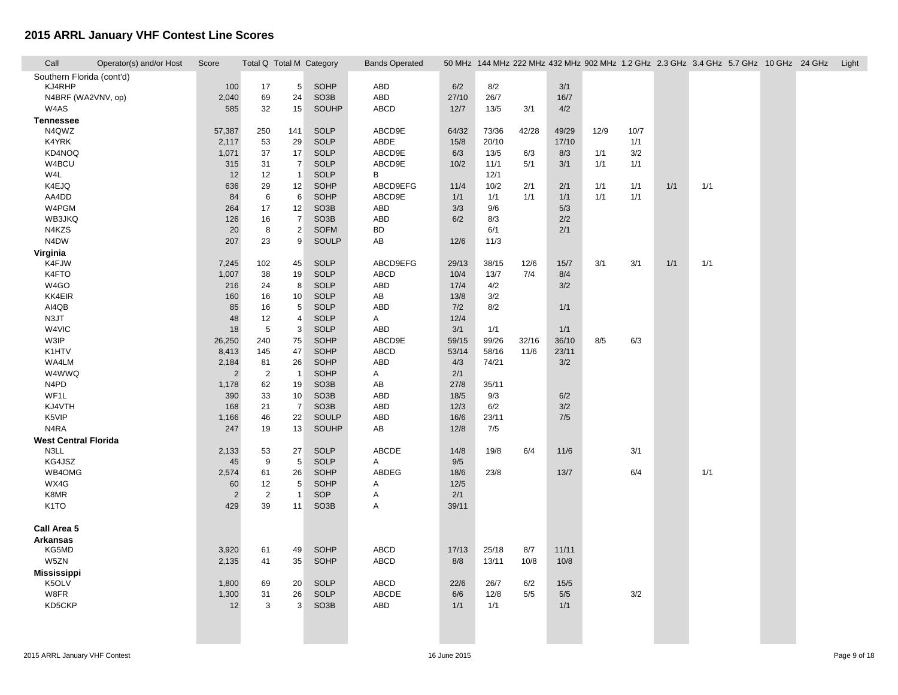# 2015 ARRL January VHF Contest Line Scores

| Call | Operator(s) and/or Host | Score | Total Q | Total M | Category | Bands Operated | 50 MHz | 144 MHz | 222 MHz | 432 MHz | 902 MHz | 1.2 GHz | 2.3 GHz | 3.4 GHz | 5.7 GHz | 10 GHz | 24 GHz | Light |
|---|---|---|---|---|---|---|---|---|---|---|---|---|---|---|---|---|---|---|
| **Southern Florida (cont'd)** | | | | | | | | | | | | | | | | | | |
| KJ4RHP | | 100 | 17 | 5 | SOHP | ABD | 6/2 | 8/2 | | 3/1 | | | | | | | | |
| N4BRF (WA2VNV, op) | | 2,040 | 69 | 24 | SO3B | ABD | 27/10 | 26/7 | | 16/7 | | | | | | | | |
| W4AS | | 585 | 32 | 15 | SOUHP | ABCD | 12/7 | 13/5 | 3/1 | 4/2 | | | | | | | | |
| **Tennessee** | | | | | | | | | | | | | | | | | | |
| N4QWZ | | 57,387 | 250 | 141 | SOLP | ABCD9E | 64/32 | 73/36 | 42/28 | 49/29 | 12/9 | 10/7 | | | | | | |
| K4YRK | | 2,117 | 53 | 29 | SOLP | ABDE | 15/8 | 20/10 | | 17/10 | | 1/1 | | | | | | |
| KD4NOQ | | 1,071 | 37 | 17 | SOLP | ABCD9E | 6/3 | 13/5 | 6/3 | 8/3 | 1/1 | 3/2 | | | | | | |
| W4BCU | | 315 | 31 | 7 | SOLP | ABCD9E | 10/2 | 11/1 | 5/1 | 3/1 | 1/1 | 1/1 | | | | | | |
| W4L | | 12 | 12 | 1 | SOLP | B | | 12/1 | | | | | | | | | | |
| K4EJQ | | 636 | 29 | 12 | SOHP | ABCD9EFG | 11/4 | 10/2 | 2/1 | 2/1 | 1/1 | 1/1 | 1/1 | 1/1 | | | | |
| AA4DD | | 84 | 6 | 6 | SOHP | ABCD9E | 1/1 | 1/1 | 1/1 | 1/1 | 1/1 | 1/1 | | | | | | |
| W4PGM | | 264 | 17 | 12 | SO3B | ABD | 3/3 | 9/6 | | 5/3 | | | | | | | | |
| WB3JKQ | | 126 | 16 | 7 | SO3B | ABD | 6/2 | 8/3 | | 2/2 | | | | | | | | |
| N4KZS | | 20 | 8 | 2 | SOFM | BD | | 6/1 | | 2/1 | | | | | | | | |
| N4DW | | 207 | 23 | 9 | SOULP | AB | 12/6 | 11/3 | | | | | | | | | | |
| **Virginia** | | | | | | | | | | | | | | | | | | |
| K4FJW | | 7,245 | 102 | 45 | SOLP | ABCD9EFG | 29/13 | 38/15 | 12/6 | 15/7 | 3/1 | 3/1 | 1/1 | 1/1 | | | | |
| K4FTO | | 1,007 | 38 | 19 | SOLP | ABCD | 10/4 | 13/7 | 7/4 | 8/4 | | | | | | | | |
| W4GO | | 216 | 24 | 8 | SOLP | ABD | 17/4 | 4/2 | | 3/2 | | | | | | | | |
| KK4EIR | | 160 | 16 | 10 | SOLP | AB | 13/8 | 3/2 | | | | | | | | | | |
| AI4QB | | 85 | 16 | 5 | SOLP | ABD | 7/2 | 8/2 | | 1/1 | | | | | | | | |
| N3JT | | 48 | 12 | 4 | SOLP | A | 12/4 | | | | | | | | | | | |
| W4VIC | | 18 | 5 | 3 | SOLP | ABD | 3/1 | 1/1 | | 1/1 | | | | | | | | |
| W3IP | | 26,250 | 240 | 75 | SOHP | ABCD9E | 59/15 | 99/26 | 32/16 | 36/10 | 8/5 | 6/3 | | | | | | |
| K1HTV | | 8,413 | 145 | 47 | SOHP | ABCD | 53/14 | 58/16 | 11/6 | 23/11 | | | | | | | | |
| WA4LM | | 2,184 | 81 | 26 | SOHP | ABD | 4/3 | 74/21 | | 3/2 | | | | | | | | |
| W4WWQ | | 2 | 2 | 1 | SOHP | A | 2/1 | | | | | | | | | | | |
| N4PD | | 1,178 | 62 | 19 | SO3B | AB | 27/8 | 35/11 | | | | | | | | | | |
| WF1L | | 390 | 33 | 10 | SO3B | ABD | 18/5 | 9/3 | | 6/2 | | | | | | | | |
| KJ4VTH | | 168 | 21 | 7 | SO3B | ABD | 12/3 | 6/2 | | 3/2 | | | | | | | | |
| K5VIP | | 1,166 | 46 | 22 | SOULP | ABD | 16/6 | 23/11 | | 7/5 | | | | | | | | |
| N4RA | | 247 | 19 | 13 | SOUHP | AB | 12/8 | 7/5 | | | | | | | | | | |
| **West Central Florida** | | | | | | | | | | | | | | | | | | |
| N3LL | | 2,133 | 53 | 27 | SOLP | ABCDE | 14/8 | 19/8 | 6/4 | 11/6 | | 3/1 | | | | | | |
| KG4JSZ | | 45 | 9 | 5 | SOLP | A | 9/5 | | | | | | | | | | | |
| WB4OMG | | 2,574 | 61 | 26 | SOHP | ABDEG | 18/6 | 23/8 | | 13/7 | | 6/4 | | 1/1 | | | | |
| WX4G | | 60 | 12 | 5 | SOHP | A | 12/5 | | | | | | | | | | | |
| K8MR | | 2 | 2 | 1 | SOP | A | 2/1 | | | | | | | | | | | |
| K1TO | | 429 | 39 | 11 | SO3B | A | 39/11 | | | | | | | | | | | |
| **Call Area 5** | | | | | | | | | | | | | | | | | | |
| **Arkansas** | | | | | | | | | | | | | | | | | | |
| KG5MD | | 3,920 | 61 | 49 | SOHP | ABCD | 17/13 | 25/18 | 8/7 | 11/11 | | | | | | | | |
| W5ZN | | 2,135 | 41 | 35 | SOHP | ABCD | 8/8 | 13/11 | 10/8 | 10/8 | | | | | | | | |
| **Mississippi** | | | | | | | | | | | | | | | | | | |
| K5OLV | | 1,800 | 69 | 20 | SOLP | ABCD | 22/6 | 26/7 | 6/2 | 15/5 | | | | | | | | |
| W8FR | | 1,300 | 31 | 26 | SOLP | ABCDE | 6/6 | 12/8 | 5/5 | 5/5 | | 3/2 | | | | | | |
| KD5CKP | | 12 | 3 | 3 | SO3B | ABD | 1/1 | 1/1 | | 1/1 | | | | | | | | |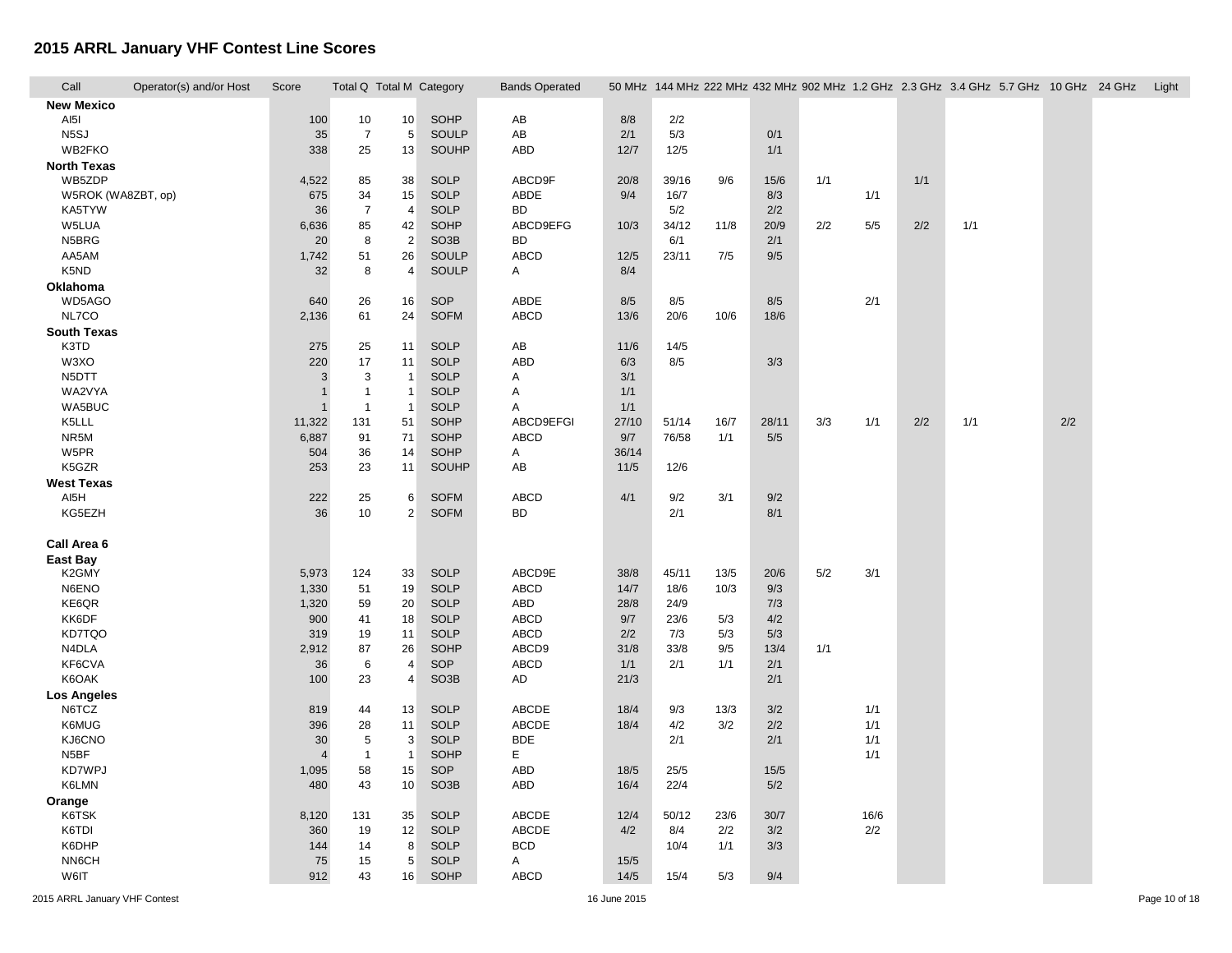# 2015 ARRL January VHF Contest Line Scores

| Call | Operator(s) and/or Host | Score | Total Q | Total M | Category | Bands Operated | 50 MHz | 144 MHz | 222 MHz | 432 MHz | 902 MHz | 1.2 GHz | 2.3 GHz | 3.4 GHz | 5.7 GHz | 10 GHz | 24 GHz | Light |
|---|---|---|---|---|---|---|---|---|---|---|---|---|---|---|---|---|---|---|
| **New Mexico** | | | | | | | | | | | | | | | | | | |
| AI5I | | 100 | 10 | 10 | SOHP | AB | 8/8 | 2/2 | | | | | | | | | | |
| N5SJ | | 35 | 7 | 5 | SOULP | AB | 2/1 | 5/3 | | 0/1 | | | | | | | | |
| WB2FKO | | 338 | 25 | 13 | SOUHP | ABD | 12/7 | 12/5 | | 1/1 | | | | | | | | |
| **North Texas** | | | | | | | | | | | | | | | | | | |
| WB5ZDP | | 4,522 | 85 | 38 | SOLP | ABCD9F | 20/8 | 39/16 | 9/6 | 15/6 | 1/1 | | 1/1 | | | | | |
| W5ROK (WA8ZBT, op) | | 675 | 34 | 15 | SOLP | ABDE | 9/4 | 16/7 | | 8/3 | | 1/1 | | | | | | |
| KA5TYW | | 36 | 7 | 4 | SOLP | BD | | 5/2 | | 2/2 | | | | | | | | |
| W5LUA | | 6,636 | 85 | 42 | SOHP | ABCD9EFG | 10/3 | 34/12 | 11/8 | 20/9 | 2/2 | 5/5 | 2/2 | 1/1 | | | | |
| N5BRG | | 20 | 8 | 2 | SO3B | BD | | 6/1 | | 2/1 | | | | | | | | |
| AA5AM | | 1,742 | 51 | 26 | SOULP | ABCD | 12/5 | 23/11 | 7/5 | 9/5 | | | | | | | | |
| K5ND | | 32 | 8 | 4 | SOULP | A | 8/4 | | | | | | | | | | | |
| **Oklahoma** | | | | | | | | | | | | | | | | | | |
| WD5AGO | | 640 | 26 | 16 | SOP | ABDE | 8/5 | 8/5 | | 8/5 | | 2/1 | | | | | | |
| NL7CO | | 2,136 | 61 | 24 | SOFM | ABCD | 13/6 | 20/6 | 10/6 | 18/6 | | | | | | | | |
| **South Texas** | | | | | | | | | | | | | | | | | | |
| K3TD | | 275 | 25 | 11 | SOLP | AB | 11/6 | 14/5 | | | | | | | | | | |
| W3XO | | 220 | 17 | 11 | SOLP | ABD | 6/3 | 8/5 | | 3/3 | | | | | | | | |
| N5DTT | | 3 | 3 | 1 | SOLP | A | 3/1 | | | | | | | | | | | |
| WA2VYA | | 1 | 1 | 1 | SOLP | A | 1/1 | | | | | | | | | | | |
| WA5BUC | | 1 | 1 | 1 | SOLP | A | 1/1 | | | | | | | | | | | |
| K5LLL | | 11,322 | 131 | 51 | SOHP | ABCD9EFGI | 27/10 | 51/14 | 16/7 | 28/11 | 3/3 | 1/1 | 2/2 | 1/1 | | 2/2 | | |
| NR5M | | 6,887 | 91 | 71 | SOHP | ABCD | 9/7 | 76/58 | 1/1 | 5/5 | | | | | | | | |
| W5PR | | 504 | 36 | 14 | SOHP | A | 36/14 | | | | | | | | | | | |
| K5GZR | | 253 | 23 | 11 | SOUHP | AB | 11/5 | 12/6 | | | | | | | | | | |
| **West Texas** | | | | | | | | | | | | | | | | | | |
| AI5H | | 222 | 25 | 6 | SOFM | ABCD | 4/1 | 9/2 | 3/1 | 9/2 | | | | | | | | |
| KG5EZH | | 36 | 10 | 2 | SOFM | BD | | 2/1 | | 8/1 | | | | | | | | |
| **Call Area 6** | | | | | | | | | | | | | | | | | | |
| **East Bay** | | | | | | | | | | | | | | | | | | |
| K2GMY | | 5,973 | 124 | 33 | SOLP | ABCD9E | 38/8 | 45/11 | 13/5 | 20/6 | 5/2 | 3/1 | | | | | | |
| N6ENO | | 1,330 | 51 | 19 | SOLP | ABCD | 14/7 | 18/6 | 10/3 | 9/3 | | | | | | | | |
| KE6QR | | 1,320 | 59 | 20 | SOLP | ABD | 28/8 | 24/9 | | 7/3 | | | | | | | | |
| KK6DF | | 900 | 41 | 18 | SOLP | ABCD | 9/7 | 23/6 | 5/3 | 4/2 | | | | | | | | |
| KD7TQO | | 319 | 19 | 11 | SOLP | ABCD | 2/2 | 7/3 | 5/3 | 5/3 | | | | | | | | |
| N4DLA | | 2,912 | 87 | 26 | SOHP | ABCD9 | 31/8 | 33/8 | 9/5 | 13/4 | 1/1 | | | | | | | |
| KF6CVA | | 36 | 6 | 4 | SOP | ABCD | 1/1 | 2/1 | 1/1 | 2/1 | | | | | | | | |
| K6OAK | | 100 | 23 | 4 | SO3B | AD | 21/3 | | | 2/1 | | | | | | | | |
| **Los Angeles** | | | | | | | | | | | | | | | | | | |
| N6TCZ | | 819 | 44 | 13 | SOLP | ABCDE | 18/4 | 9/3 | 13/3 | 3/2 | | 1/1 | | | | | | |
| K6MUG | | 396 | 28 | 11 | SOLP | ABCDE | 18/4 | 4/2 | 3/2 | 2/2 | | 1/1 | | | | | | |
| KJ6CNO | | 30 | 5 | 3 | SOLP | BDE | | 2/1 | | 2/1 | | 1/1 | | | | | | |
| N5BF | | 4 | 1 | 1 | SOHP | E | | | | | | 1/1 | | | | | | |
| KD7WPJ | | 1,095 | 58 | 15 | SOP | ABD | 18/5 | 25/5 | | 15/5 | | | | | | | | |
| K6LMN | | 480 | 43 | 10 | SO3B | ABD | 16/4 | 22/4 | | 5/2 | | | | | | | | |
| **Orange** | | | | | | | | | | | | | | | | | | |
| K6TSK | | 8,120 | 131 | 35 | SOLP | ABCDE | 12/4 | 50/12 | 23/6 | 30/7 | | 16/6 | | | | | | |
| K6TDI | | 360 | 19 | 12 | SOLP | ABCDE | 4/2 | 8/4 | 2/2 | 3/2 | | 2/2 | | | | | | |
| K6DHP | | 144 | 14 | 8 | SOLP | BCD | | 10/4 | 1/1 | 3/3 | | | | | | | | |
| NN6CH | | 75 | 15 | 5 | SOLP | A | 15/5 | | | | | | | | | | | |
| W6IT | | 912 | 43 | 16 | SOHP | ABCD | 14/5 | 15/4 | 5/3 | 9/4 | | | | | | | | |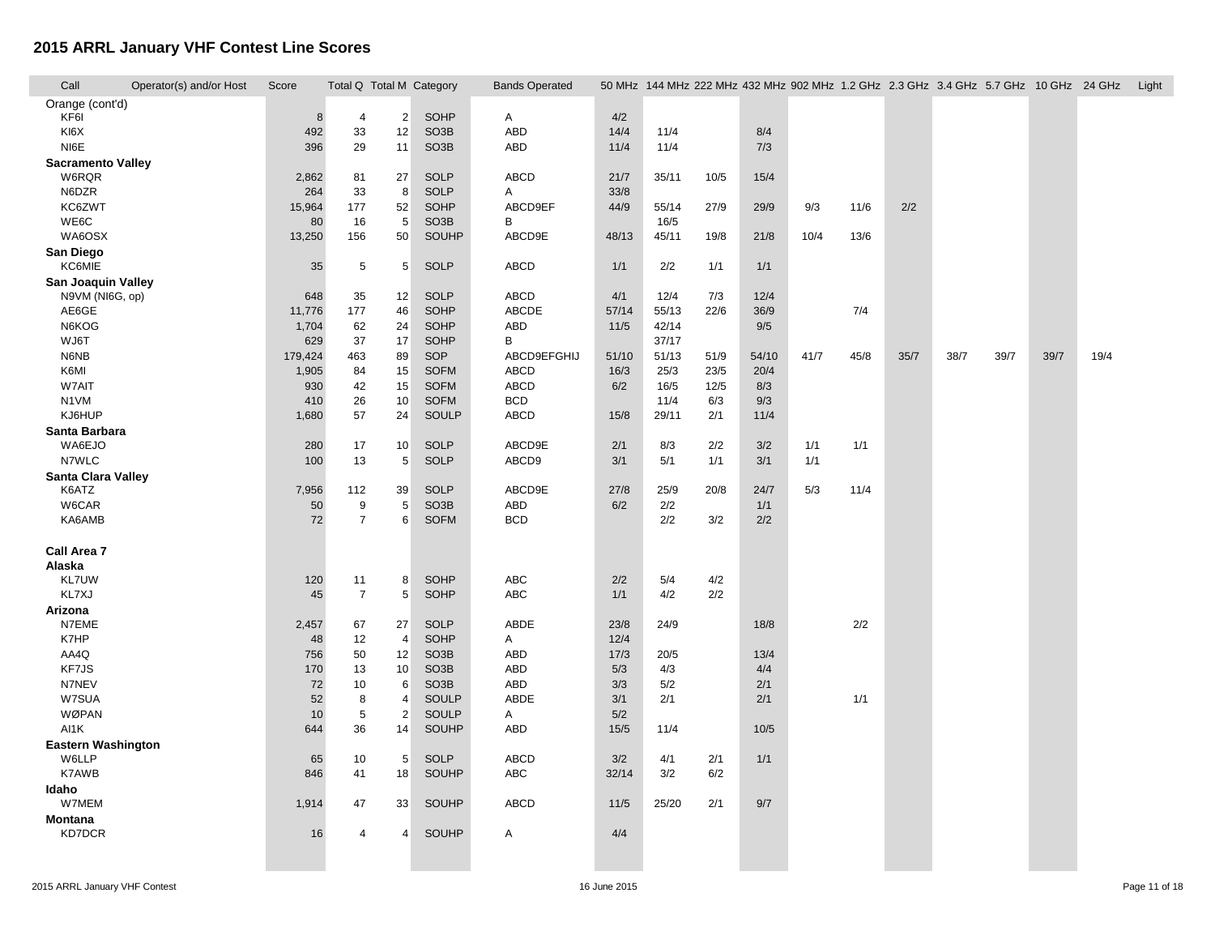# 2015 ARRL January VHF Contest Line Scores

| Call | Operator(s) and/or Host | Score | Total Q | Total M | Category | Bands Operated | 50 MHz | 144 MHz | 222 MHz | 432 MHz | 902 MHz | 1.2 GHz | 2.3 GHz | 3.4 GHz | 5.7 GHz | 10 GHz | 24 GHz | Light |
|---|---|---|---|---|---|---|---|---|---|---|---|---|---|---|---|---|---|---|
| **Orange (cont'd)** | | | | | | | | | | | | | | | | | | |
| KF6I | | 8 | 4 | 2 | SOHP | A | 4/2 | | | | | | | | | | | |
| KI6X | | 492 | 33 | 12 | SO3B | ABD | 14/4 | 11/4 | | 8/4 | | | | | | | | |
| NI6E | | 396 | 29 | 11 | SO3B | ABD | 11/4 | 11/4 | | 7/3 | | | | | | | | |
| **Sacramento Valley** | | | | | | | | | | | | | | | | | | |
| W6RQR | | 2,862 | 81 | 27 | SOLP | ABCD | 21/7 | 35/11 | 10/5 | 15/4 | | | | | | | | |
| N6DZR | | 264 | 33 | 8 | SOLP | A | 33/8 | | | | | | | | | | | |
| KC6ZWT | | 15,964 | 177 | 52 | SOHP | ABCD9EF | 44/9 | 55/14 | 27/9 | 29/9 | 9/3 | 11/6 | 2/2 | | | | | |
| WE6C | | 80 | 16 | 5 | SO3B | B | | 16/5 | | | | | | | | | | |
| WA6OSX | | 13,250 | 156 | 50 | SOUHP | ABCD9E | 48/13 | 45/11 | 19/8 | 21/8 | 10/4 | 13/6 | | | | | | |
| **San Diego** | | | | | | | | | | | | | | | | | | |
| KC6MIE | | 35 | 5 | 5 | SOLP | ABCD | 1/1 | 2/2 | 1/1 | 1/1 | | | | | | | | |
| **San Joaquin Valley** | | | | | | | | | | | | | | | | | | |
| N9VM (NI6G, op) | | 648 | 35 | 12 | SOLP | ABCD | 4/1 | 12/4 | 7/3 | 12/4 | | | | | | | | |
| AE6GE | | 11,776 | 177 | 46 | SOHP | ABCDE | 57/14 | 55/13 | 22/6 | 36/9 | | 7/4 | | | | | | |
| N6KOG | | 1,704 | 62 | 24 | SOHP | ABD | 11/5 | 42/14 | | 9/5 | | | | | | | | |
| WJ6T | | 629 | 37 | 17 | SOHP | B | | 37/17 | | | | | | | | | | |
| N6NB | | 179,424 | 463 | 89 | SOP | ABCD9EFGHIJ | 51/10 | 51/13 | 51/9 | 54/10 | 41/7 | 45/8 | 35/7 | 38/7 | 39/7 | 39/7 | 19/4 | |
| K6MI | | 1,905 | 84 | 15 | SOFM | ABCD | 16/3 | 25/3 | 23/5 | 20/4 | | | | | | | | |
| W7AIT | | 930 | 42 | 15 | SOFM | ABCD | 6/2 | 16/5 | 12/5 | 8/3 | | | | | | | | |
| N1VM | | 410 | 26 | 10 | SOFM | BCD | | 11/4 | 6/3 | 9/3 | | | | | | | | |
| KJ6HUP | | 1,680 | 57 | 24 | SOULP | ABCD | 15/8 | 29/11 | 2/1 | 11/4 | | | | | | | | |
| **Santa Barbara** | | | | | | | | | | | | | | | | | | |
| WA6EJO | | 280 | 17 | 10 | SOLP | ABCD9E | 2/1 | 8/3 | 2/2 | 3/2 | 1/1 | 1/1 | | | | | | |
| N7WLC | | 100 | 13 | 5 | SOLP | ABCD9 | 3/1 | 5/1 | 1/1 | 3/1 | 1/1 | | | | | | | |
| **Santa Clara Valley** | | | | | | | | | | | | | | | | | | |
| K6ATZ | | 7,956 | 112 | 39 | SOLP | ABCD9E | 27/8 | 25/9 | 20/8 | 24/7 | 5/3 | 11/4 | | | | | | |
| W6CAR | | 50 | 9 | 5 | SO3B | ABD | 6/2 | 2/2 | | 1/1 | | | | | | | | |
| KA6AMB | | 72 | 7 | 6 | SOFM | BCD | | 2/2 | 3/2 | 2/2 | | | | | | | | |
| **Call Area 7** | | | | | | | | | | | | | | | | | | |
| **Alaska** | | | | | | | | | | | | | | | | | | |
| KL7UW | | 120 | 11 | 8 | SOHP | ABC | 2/2 | 5/4 | 4/2 | | | | | | | | | |
| KL7XJ | | 45 | 7 | 5 | SOHP | ABC | 1/1 | 4/2 | 2/2 | | | | | | | | | |
| **Arizona** | | | | | | | | | | | | | | | | | | |
| N7EME | | 2,457 | 67 | 27 | SOLP | ABDE | 23/8 | 24/9 | | 18/8 | | 2/2 | | | | | | |
| K7HP | | 48 | 12 | 4 | SOHP | A | 12/4 | | | | | | | | | | | |
| AA4Q | | 756 | 50 | 12 | SO3B | ABD | 17/3 | 20/5 | | 13/4 | | | | | | | | |
| KF7JS | | 170 | 13 | 10 | SO3B | ABD | 5/3 | 4/3 | | 4/4 | | | | | | | | |
| N7NEV | | 72 | 10 | 6 | SO3B | ABD | 3/3 | 5/2 | | 2/1 | | | | | | | | |
| W7SUA | | 52 | 8 | 4 | SOULP | ABDE | 3/1 | 2/1 | | 2/1 | | 1/1 | | | | | | |
| WØPAN | | 10 | 5 | 2 | SOULP | A | 5/2 | | | | | | | | | | | |
| AI1K | | 644 | 36 | 14 | SOUHP | ABD | 15/5 | 11/4 | | 10/5 | | | | | | | | |
| **Eastern Washington** | | | | | | | | | | | | | | | | | | |
| W6LLP | | 65 | 10 | 5 | SOLP | ABCD | 3/2 | 4/1 | 2/1 | 1/1 | | | | | | | | |
| K7AWB | | 846 | 41 | 18 | SOUHP | ABC | 32/14 | 3/2 | 6/2 | | | | | | | | | |
| **Idaho** | | | | | | | | | | | | | | | | | | |
| W7MEM | | 1,914 | 47 | 33 | SOUHP | ABCD | 11/5 | 25/20 | 2/1 | 9/7 | | | | | | | | |
| **Montana** | | | | | | | | | | | | | | | | | | |
| KD7DCR | | 16 | 4 | 4 | SOUHP | A | 4/4 | | | | | | | | | | | |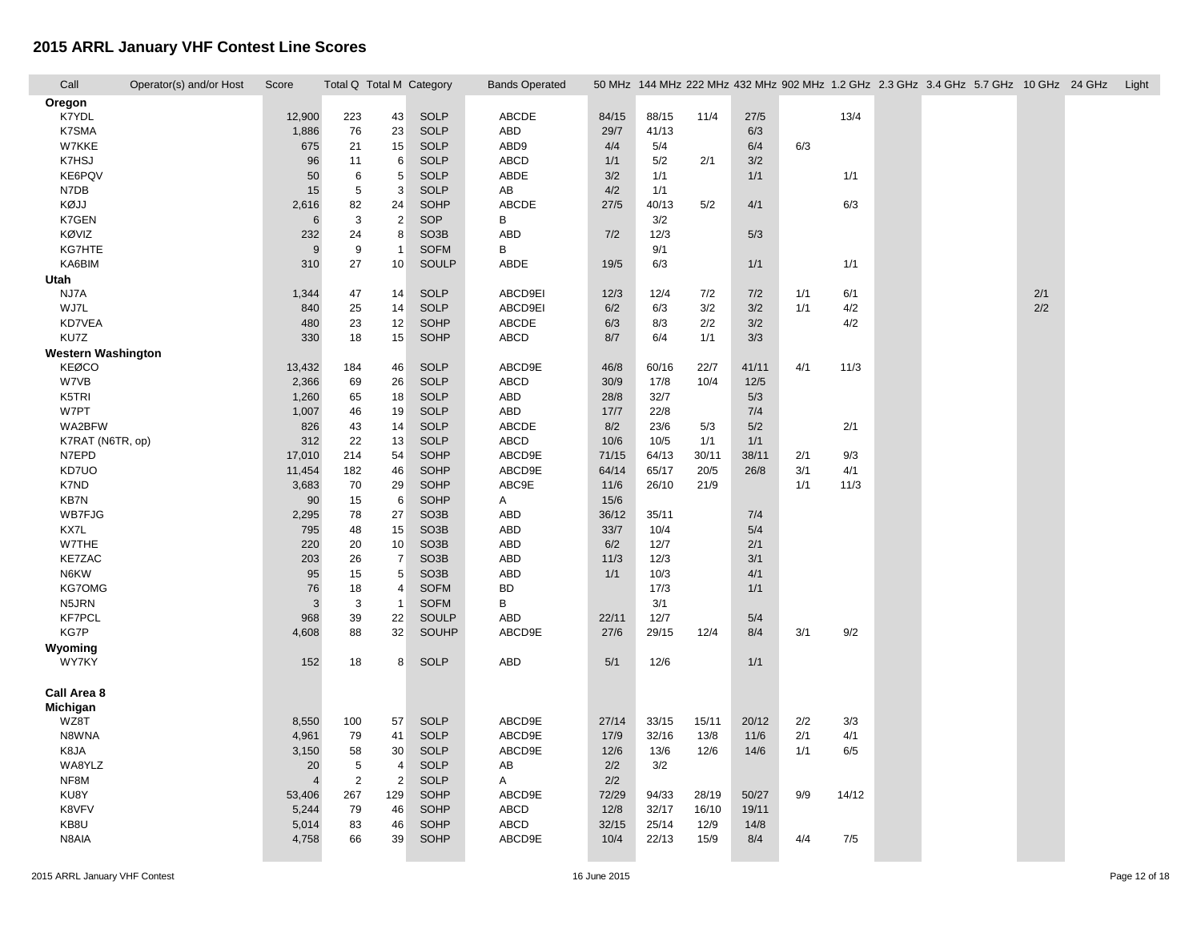# 2015 ARRL January VHF Contest Line Scores

| Call | Operator(s) and/or Host | Score | Total Q | Total M | Category | Bands Operated | 50 MHz | 144 MHz | 222 MHz | 432 MHz | 902 MHz | 1.2 GHz | 2.3 GHz | 3.4 GHz | 5.7 GHz | 10 GHz | 24 GHz | Light |
|---|---|---|---|---|---|---|---|---|---|---|---|---|---|---|---|---|---|---|
| **Oregon** | | | | | | | | | | | | | | | | | | |
| K7YDL | | 12,900 | 223 | 43 | SOLP | ABCDE | 84/15 | 88/15 | 11/4 | 27/5 | | 13/4 | | | | | | |
| K7SMA | | 1,886 | 76 | 23 | SOLP | ABD | 29/7 | 41/13 | | 6/3 | | | | | | | | |
| W7KKE | | 675 | 21 | 15 | SOLP | ABD9 | 4/4 | 5/4 | | 6/4 | 6/3 | | | | | | | |
| K7HSJ | | 96 | 11 | 6 | SOLP | ABCD | 1/1 | 5/2 | 2/1 | 3/2 | | | | | | | | |
| KE6PQV | | 50 | 6 | 5 | SOLP | ABDE | 3/2 | 1/1 | | 1/1 | | 1/1 | | | | | | |
| N7DB | | 15 | 5 | 3 | SOLP | AB | 4/2 | 1/1 | | | | | | | | | | |
| KØJJ | | 2,616 | 82 | 24 | SOHP | ABCDE | 27/5 | 40/13 | 5/2 | 4/1 | | 6/3 | | | | | | |
| K7GEN | | 6 | 3 | 2 | SOP | B | | 3/2 | | | | | | | | | | |
| KØVIZ | | 232 | 24 | 8 | SO3B | ABD | 7/2 | 12/3 | | 5/3 | | | | | | | | |
| KG7HTE | | 9 | 9 | 1 | SOFM | B | | 9/1 | | | | | | | | | | |
| KA6BIM | | 310 | 27 | 10 | SOULP | ABDE | 19/5 | 6/3 | | 1/1 | | 1/1 | | | | | | |
| **Utah** | | | | | | | | | | | | | | | | | | |
| NJ7A | | 1,344 | 47 | 14 | SOLP | ABCD9EI | 12/3 | 12/4 | 7/2 | 7/2 | 1/1 | 6/1 | | | | 2/1 | | |
| WJ7L | | 840 | 25 | 14 | SOLP | ABCD9EI | 6/2 | 6/3 | 3/2 | 3/2 | 1/1 | 4/2 | | | | 2/2 | | |
| KD7VEA | | 480 | 23 | 12 | SOHP | ABCDE | 6/3 | 8/3 | 2/2 | 3/2 | | 4/2 | | | | | | |
| KU7Z | | 330 | 18 | 15 | SOHP | ABCD | 8/7 | 6/4 | 1/1 | 3/3 | | | | | | | | |
| **Western Washington** | | | | | | | | | | | | | | | | | | |
| KEØCO | | 13,432 | 184 | 46 | SOLP | ABCD9E | 46/8 | 60/16 | 22/7 | 41/11 | 4/1 | 11/3 | | | | | | |
| W7VB | | 2,366 | 69 | 26 | SOLP | ABCD | 30/9 | 17/8 | 10/4 | 12/5 | | | | | | | | |
| K5TRI | | 1,260 | 65 | 18 | SOLP | ABD | 28/8 | 32/7 | | 5/3 | | | | | | | | |
| W7PT | | 1,007 | 46 | 19 | SOLP | ABD | 17/7 | 22/8 | | 7/4 | | | | | | | | |
| WA2BFW | | 826 | 43 | 14 | SOLP | ABCDE | 8/2 | 23/6 | 5/3 | 5/2 | | 2/1 | | | | | | |
| K7RAT (N6TR, op) | | 312 | 22 | 13 | SOLP | ABCD | 10/6 | 10/5 | 1/1 | 1/1 | | | | | | | | |
| N7EPD | | 17,010 | 214 | 54 | SOHP | ABCD9E | 71/15 | 64/13 | 30/11 | 38/11 | 2/1 | 9/3 | | | | | | |
| KD7UO | | 11,454 | 182 | 46 | SOHP | ABCD9E | 64/14 | 65/17 | 20/5 | 26/8 | 3/1 | 4/1 | | | | | | |
| K7ND | | 3,683 | 70 | 29 | SOHP | ABC9E | 11/6 | 26/10 | 21/9 | | 1/1 | 11/3 | | | | | | |
| KB7N | | 90 | 15 | 6 | SOHP | A | 15/6 | | | | | | | | | | | |
| WB7FJG | | 2,295 | 78 | 27 | SO3B | ABD | 36/12 | 35/11 | | 7/4 | | | | | | | | |
| KX7L | | 795 | 48 | 15 | SO3B | ABD | 33/7 | 10/4 | | 5/4 | | | | | | | | |
| W7THE | | 220 | 20 | 10 | SO3B | ABD | 6/2 | 12/7 | | 2/1 | | | | | | | | |
| KE7ZAC | | 203 | 26 | 7 | SO3B | ABD | 11/3 | 12/3 | | 3/1 | | | | | | | | |
| N6KW | | 95 | 15 | 5 | SO3B | ABD | 1/1 | 10/3 | | 4/1 | | | | | | | | |
| KG7OMG | | 76 | 18 | 4 | SOFM | BD | | 17/3 | | 1/1 | | | | | | | | |
| N5JRN | | 3 | 3 | 1 | SOFM | B | | 3/1 | | | | | | | | | | |
| KF7PCL | | 968 | 39 | 22 | SOULP | ABD | 22/11 | 12/7 | | 5/4 | | | | | | | | |
| KG7P | | 4,608 | 88 | 32 | SOUHP | ABCD9E | 27/6 | 29/15 | 12/4 | 8/4 | 3/1 | 9/2 | | | | | | |
| **Wyoming** | | | | | | | | | | | | | | | | | | |
| WY7KY | | 152 | 18 | 8 | SOLP | ABD | 5/1 | 12/6 | | 1/1 | | | | | | | | |
| **Call Area 8** | | | | | | | | | | | | | | | | | | |
| **Michigan** | | | | | | | | | | | | | | | | | | |
| WZ8T | | 8,550 | 100 | 57 | SOLP | ABCD9E | 27/14 | 33/15 | 15/11 | 20/12 | 2/2 | 3/3 | | | | | | |
| N8WNA | | 4,961 | 79 | 41 | SOLP | ABCD9E | 17/9 | 32/16 | 13/8 | 11/6 | 2/1 | 4/1 | | | | | | |
| K8JA | | 3,150 | 58 | 30 | SOLP | ABCD9E | 12/6 | 13/6 | 12/6 | 14/6 | 1/1 | 6/5 | | | | | | |
| WA8YLZ | | 20 | 5 | 4 | SOLP | AB | 2/2 | 3/2 | | | | | | | | | | |
| NF8M | | 4 | 2 | 2 | SOLP | A | 2/2 | | | | | | | | | | | |
| KU8Y | | 53,406 | 267 | 129 | SOHP | ABCD9E | 72/29 | 94/33 | 28/19 | 50/27 | 9/9 | 14/12 | | | | | | |
| K8VFV | | 5,244 | 79 | 46 | SOHP | ABCD | 12/8 | 32/17 | 16/10 | 19/11 | | | | | | | | |
| KB8U | | 5,014 | 83 | 46 | SOHP | ABCD | 32/15 | 25/14 | 12/9 | 14/8 | | | | | | | | |
| N8AIA | | 4,758 | 66 | 39 | SOHP | ABCD9E | 10/4 | 22/13 | 15/9 | 8/4 | 4/4 | 7/5 | | | | | | |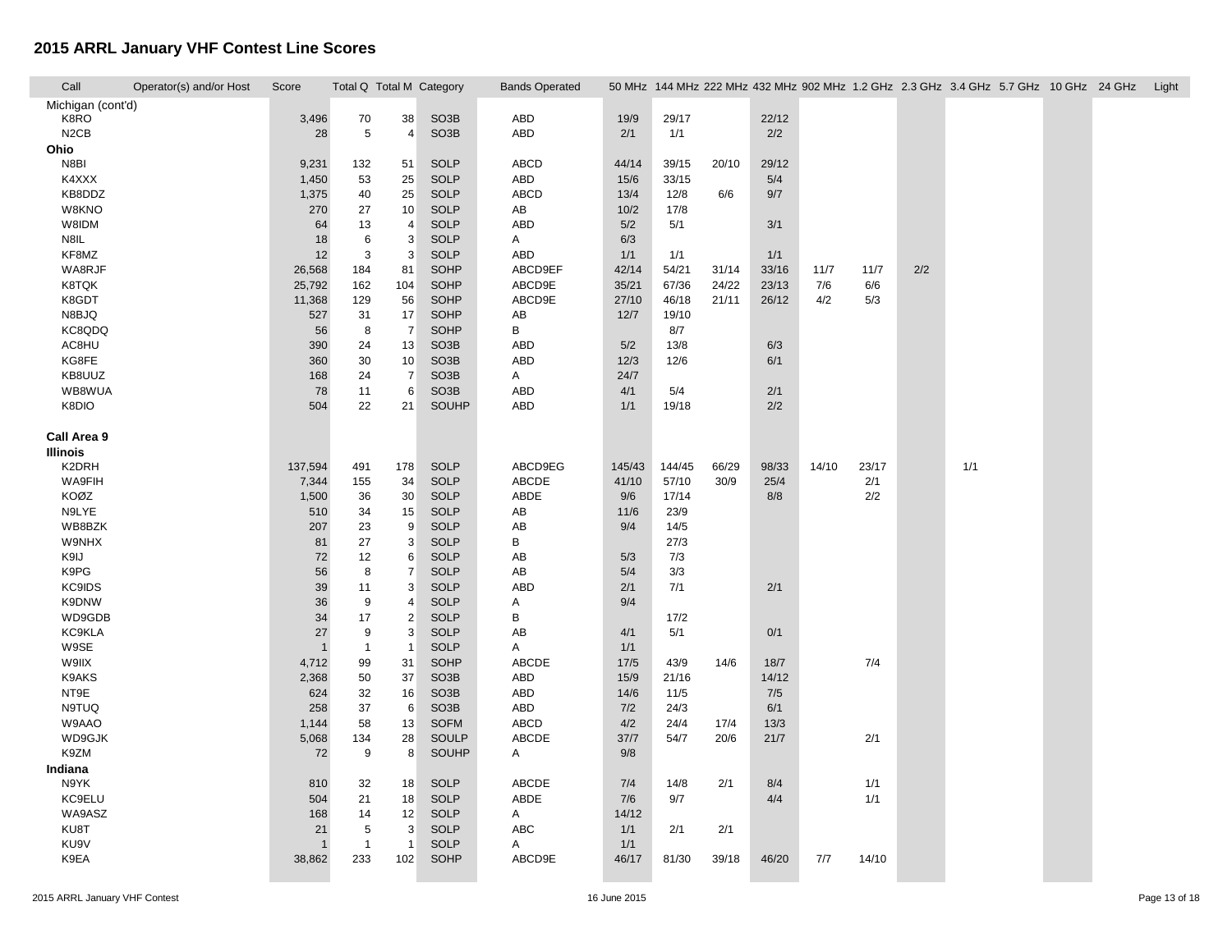## 2015 ARRL January VHF Contest Line Scores

| Call | Operator(s) and/or Host | Score | Total Q | Total M | Category | Bands Operated | 50 MHz | 144 MHz | 222 MHz | 432 MHz | 902 MHz | 1.2 GHz | 2.3 GHz | 3.4 GHz | 5.7 GHz | 10 GHz | 24 GHz | Light |
|---|---|---|---|---|---|---|---|---|---|---|---|---|---|---|---|---|---|---|
| **Michigan (cont'd)** | | | | | | | | | | | | | | | | | | |
| K8RO | | 3,496 | 70 | 38 | SO3B | ABD | 19/9 | 29/17 | | 22/12 | | | | | | | | |
| N2CB | | 28 | 5 | 4 | SO3B | ABD | 2/1 | 1/1 | | 2/2 | | | | | | | | |
| **Ohio** | | | | | | | | | | | | | | | | | | |
| N8BI | | 9,231 | 132 | 51 | SOLP | ABCD | 44/14 | 39/15 | 20/10 | 29/12 | | | | | | | | |
| K4XXX | | 1,450 | 53 | 25 | SOLP | ABD | 15/6 | 33/15 | | 5/4 | | | | | | | | |
| KB8DDZ | | 1,375 | 40 | 25 | SOLP | ABCD | 13/4 | 12/8 | 6/6 | 9/7 | | | | | | | | |
| W8KNO | | 270 | 27 | 10 | SOLP | AB | 10/2 | 17/8 | | | | | | | | | | |
| W8IDM | | 64 | 13 | 4 | SOLP | ABD | 5/2 | 5/1 | | 3/1 | | | | | | | | |
| N8IL | | 18 | 6 | 3 | SOLP | A | 6/3 | | | | | | | | | | | |
| KF8MZ | | 12 | 3 | 3 | SOLP | ABD | 1/1 | 1/1 | | 1/1 | | | | | | | | |
| WA8RJF | | 26,568 | 184 | 81 | SOHP | ABCD9EF | 42/14 | 54/21 | 31/14 | 33/16 | 11/7 | 11/7 | 2/2 | | | | | |
| K8TQK | | 25,792 | 162 | 104 | SOHP | ABCD9E | 35/21 | 67/36 | 24/22 | 23/13 | 7/6 | 6/6 | | | | | | |
| K8GDT | | 11,368 | 129 | 56 | SOHP | ABCD9E | 27/10 | 46/18 | 21/11 | 26/12 | 4/2 | 5/3 | | | | | | |
| N8BJQ | | 527 | 31 | 17 | SOHP | AB | 12/7 | 19/10 | | | | | | | | | | |
| KC8QDQ | | 56 | 8 | 7 | SOHP | B | | 8/7 | | | | | | | | | | |
| AC8HU | | 390 | 24 | 13 | SO3B | ABD | 5/2 | 13/8 | | 6/3 | | | | | | | | |
| KG8FE | | 360 | 30 | 10 | SO3B | ABD | 12/3 | 12/6 | | 6/1 | | | | | | | | |
| KB8UUZ | | 168 | 24 | 7 | SO3B | A | 24/7 | | | | | | | | | | | |
| WB8WUA | | 78 | 11 | 6 | SO3B | ABD | 4/1 | 5/4 | | 2/1 | | | | | | | | |
| K8DIO | | 504 | 22 | 21 | SOUHP | ABD | 1/1 | 19/18 | | 2/2 | | | | | | | | |
| **Call Area 9** | | | | | | | | | | | | | | | | | | |
| **Illinois** | | | | | | | | | | | | | | | | | | |
| K2DRH | | 137,594 | 491 | 178 | SOLP | ABCD9EG | 145/43 | 144/45 | 66/29 | 98/33 | 14/10 | 23/17 | | 1/1 | | | | |
| WA9FIH | | 7,344 | 155 | 34 | SOLP | ABCDE | 41/10 | 57/10 | 30/9 | 25/4 | | 2/1 | | | | | | |
| KØZ | | 1,500 | 36 | 30 | SOLP | ABDE | 9/6 | 17/14 | | 8/8 | | 2/2 | | | | | | |
| N9LYE | | 510 | 34 | 15 | SOLP | AB | 11/6 | 23/9 | | | | | | | | | | |
| WB8BZK | | 207 | 23 | 9 | SOLP | AB | 9/4 | 14/5 | | | | | | | | | | |
| W9NHX | | 81 | 27 | 3 | SOLP | B | | 27/3 | | | | | | | | | | |
| K9IJ | | 72 | 12 | 6 | SOLP | AB | 5/3 | 7/3 | | | | | | | | | | |
| K9PG | | 56 | 8 | 7 | SOLP | AB | 5/4 | 3/3 | | | | | | | | | | |
| KC9IDS | | 39 | 11 | 3 | SOLP | ABD | 2/1 | 7/1 | | 2/1 | | | | | | | | |
| K9DNW | | 36 | 9 | 4 | SOLP | A | 9/4 | | | | | | | | | | | |
| WD9GDB | | 34 | 17 | 2 | SOLP | B | | 17/2 | | | | | | | | | | |
| KC9KLA | | 27 | 9 | 3 | SOLP | AB | 4/1 | 5/1 | | 0/1 | | | | | | | | |
| W9SE | | 1 | 1 | 1 | SOLP | A | 1/1 | | | | | | | | | | | |
| W9IIX | | 4,712 | 99 | 31 | SOHP | ABCDE | 17/5 | 43/9 | 14/6 | 18/7 | | 7/4 | | | | | | |
| K9AKS | | 2,368 | 50 | 37 | SO3B | ABD | 15/9 | 21/16 | | 14/12 | | | | | | | | |
| NT9E | | 624 | 32 | 16 | SO3B | ABD | 14/6 | 11/5 | | 7/5 | | | | | | | | |
| N9TUQ | | 258 | 37 | 6 | SO3B | ABD | 7/2 | 24/3 | | 6/1 | | | | | | | | |
| W9AAO | | 1,144 | 58 | 13 | SOFM | ABCD | 4/2 | 24/4 | 17/4 | 13/3 | | | | | | | | |
| WD9GJK | | 5,068 | 134 | 28 | SOULP | ABCDE | 37/7 | 54/7 | 20/6 | 21/7 | | 2/1 | | | | | | |
| K9ZM | | 72 | 9 | 8 | SOUHP | A | 9/8 | | | | | | | | | | | |
| **Indiana** | | | | | | | | | | | | | | | | | | |
| N9YK | | 810 | 32 | 18 | SOLP | ABCDE | 7/4 | 14/8 | 2/1 | 8/4 | | 1/1 | | | | | | |
| KC9ELU | | 504 | 21 | 18 | SOLP | ABDE | 7/6 | 9/7 | | 4/4 | | 1/1 | | | | | | |
| WA9ASZ | | 168 | 14 | 12 | SOLP | A | 14/12 | | | | | | | | | | | |
| KU8T | | 21 | 5 | 3 | SOLP | ABC | 1/1 | 2/1 | 2/1 | | | | | | | | | |
| KU9V | | 1 | 1 | 1 | SOLP | A | 1/1 | | | | | | | | | | | |
| K9EA | | 38,862 | 233 | 102 | SOHP | ABCD9E | 46/17 | 81/30 | 39/18 | 46/20 | 7/7 | 14/10 | | | | | | |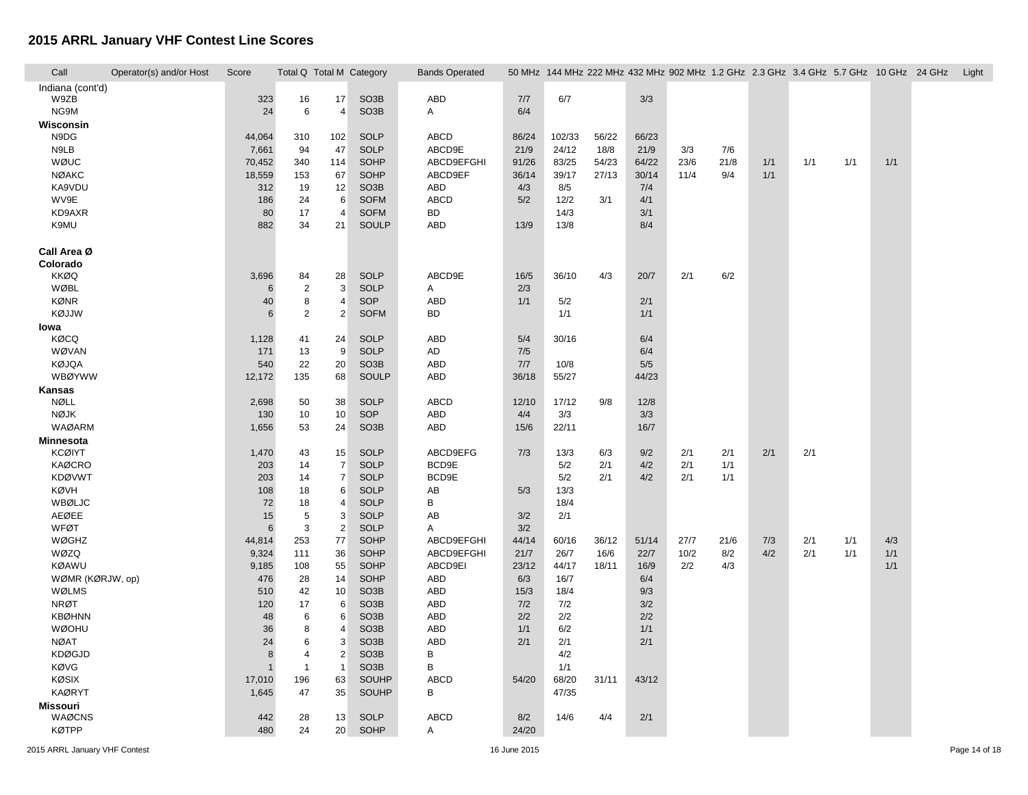## 2015 ARRL January VHF Contest Line Scores

| Call | Operator(s) and/or Host | Score | Total Q | Total M | Category | Bands Operated | 50 MHz | 144 MHz | 222 MHz | 432 MHz | 902 MHz | 1.2 GHz | 2.3 GHz | 3.4 GHz | 5.7 GHz | 10 GHz | 24 GHz | Light |
|---|---|---|---|---|---|---|---|---|---|---|---|---|---|---|---|---|---|---|
| **Indiana (cont'd)** | | | | | | | | | | | | | | | | | | |
| W9ZB | | 323 | 16 | 17 | SO3B | ABD | 7/7 | 6/7 | | 3/3 | | | | | | | | |
| NG9M | | 24 | 6 | 4 | SO3B | A | 6/4 | | | | | | | | | | | |
| **Wisconsin** | | | | | | | | | | | | | | | | | | |
| N9DG | | 44,064 | 310 | 102 | SOLP | ABCD | 86/24 | 102/33 | 56/22 | 66/23 | | | | | | | | |
| N9LB | | 7,661 | 94 | 47 | SOLP | ABCD9E | 21/9 | 24/12 | 18/8 | 21/9 | 3/3 | 7/6 | | | | | | |
| WØUC | | 70,452 | 340 | 114 | SOHP | ABCD9EFGHI | 91/26 | 83/25 | 54/23 | 64/22 | 23/6 | 21/8 | 1/1 | 1/1 | 1/1 | 1/1 | | |
| NØAKC | | 18,559 | 153 | 67 | SOHP | ABCD9EF | 36/14 | 39/17 | 27/13 | 30/14 | 11/4 | 9/4 | 1/1 | | | | | |
| KA9VDU | | 312 | 19 | 12 | SO3B | ABD | 4/3 | 8/5 | | 7/4 | | | | | | | | |
| WV9E | | 186 | 24 | 6 | SOFM | ABCD | 5/2 | 12/2 | 3/1 | 4/1 | | | | | | | | |
| KD9AXR | | 80 | 17 | 4 | SOFM | BD | | 14/3 | | 3/1 | | | | | | | | |
| K9MU | | 882 | 34 | 21 | SOULP | ABD | 13/9 | 13/8 | | 8/4 | | | | | | | | |
| **Call Area Ø** | | | | | | | | | | | | | | | | | | |
| **Colorado** | | | | | | | | | | | | | | | | | | |
| KKØQ | | 3,696 | 84 | 28 | SOLP | ABCD9E | 16/5 | 36/10 | 4/3 | 20/7 | 2/1 | 6/2 | | | | | | |
| WØBL | | 6 | 2 | 3 | SOLP | A | 2/3 | | | | | | | | | | | |
| KØNR | | 40 | 8 | 4 | SOP | ABD | 1/1 | 5/2 | | 2/1 | | | | | | | | |
| KØJJW | | 6 | 2 | 2 | SOFM | BD | | 1/1 | | 1/1 | | | | | | | | |
| **Iowa** | | | | | | | | | | | | | | | | | | |
| KØCQ | | 1,128 | 41 | 24 | SOLP | ABD | 5/4 | 30/16 | | 6/4 | | | | | | | | |
| WØVAN | | 171 | 13 | 9 | SOLP | AD | 7/5 | | | 6/4 | | | | | | | | |
| KØJQA | | 540 | 22 | 20 | SO3B | ABD | 7/7 | 10/8 | | 5/5 | | | | | | | | |
| WBØYWW | | 12,172 | 135 | 68 | SOULP | ABD | 36/18 | 55/27 | | 44/23 | | | | | | | | |
| **Kansas** | | | | | | | | | | | | | | | | | | |
| NØLL | | 2,698 | 50 | 38 | SOLP | ABCD | 12/10 | 17/12 | 9/8 | 12/8 | | | | | | | | |
| NØJK | | 130 | 10 | 10 | SOP | ABD | 4/4 | 3/3 | | 3/3 | | | | | | | | |
| WAØARM | | 1,656 | 53 | 24 | SO3B | ABD | 15/6 | 22/11 | | 16/7 | | | | | | | | |
| **Minnesota** | | | | | | | | | | | | | | | | | | |
| KCØIYT | | 1,470 | 43 | 15 | SOLP | ABCD9EFG | 7/3 | 13/3 | 6/3 | 9/2 | 2/1 | 2/1 | 2/1 | 2/1 | | | | |
| KAØCRO | | 203 | 14 | 7 | SOLP | BCD9E | | 5/2 | 2/1 | 4/2 | 2/1 | 1/1 | | | | | | |
| KDØVWT | | 203 | 14 | 7 | SOLP | BCD9E | | 5/2 | 2/1 | 4/2 | 2/1 | 1/1 | | | | | | |
| KØVH | | 108 | 18 | 6 | SOLP | AB | 5/3 | 13/3 | | | | | | | | | | |
| WBØLJC | | 72 | 18 | 4 | SOLP | B | | 18/4 | | | | | | | | | | |
| AEØEE | | 15 | 5 | 3 | SOLP | AB | 3/2 | 2/1 | | | | | | | | | | |
| WFØT | | 6 | 3 | 2 | SOLP | A | 3/2 | | | | | | | | | | | |
| WØGHZ | | 44,814 | 253 | 77 | SOHP | ABCD9EFGHI | 44/14 | 60/16 | 36/12 | 51/14 | 27/7 | 21/6 | 7/3 | 2/1 | 1/1 | 4/3 | | |
| WØZQ | | 9,324 | 111 | 36 | SOHP | ABCD9EFGHI | 21/7 | 26/7 | 16/6 | 22/7 | 10/2 | 8/2 | 4/2 | 2/1 | 1/1 | 1/1 | | |
| KØAWU | | 9,185 | 108 | 55 | SOHP | ABCD9EI | 23/12 | 44/17 | 18/11 | 16/9 | 2/2 | 4/3 | | | | 1/1 | | |
| WØMR (KØRJW, op) | | 476 | 28 | 14 | SOHP | ABD | 6/3 | 16/7 | | 6/4 | | | | | | | | |
| WØLMS | | 510 | 42 | 10 | SO3B | ABD | 15/3 | 18/4 | | 9/3 | | | | | | | | |
| NRØT | | 120 | 17 | 6 | SO3B | ABD | 7/2 | 7/2 | | 3/2 | | | | | | | | |
| KBØHNN | | 48 | 6 | 6 | SO3B | ABD | 2/2 | 2/2 | | 2/2 | | | | | | | | |
| WØOHU | | 36 | 8 | 4 | SO3B | ABD | 1/1 | 6/2 | | 1/1 | | | | | | | | |
| NØAT | | 24 | 6 | 3 | SO3B | ABD | 2/1 | 2/1 | | 2/1 | | | | | | | | |
| KDØGJD | | 8 | 4 | 2 | SO3B | B | | 4/2 | | | | | | | | | | |
| KØVG | | 1 | 1 | 1 | SO3B | B | | 1/1 | | | | | | | | | | |
| KØSIX | | 17,010 | 196 | 63 | SOUHP | ABCD | 54/20 | 68/20 | 31/11 | 43/12 | | | | | | | | |
| KAØRYT | | 1,645 | 47 | 35 | SOUHP | B | | 47/35 | | | | | | | | | | |
| **Missouri** | | | | | | | | | | | | | | | | | | |
| WAØCNS | | 442 | 28 | 13 | SOLP | ABCD | 8/2 | 14/6 | 4/4 | 2/1 | | | | | | | | |
| KØTPP | | 480 | 24 | 20 | SOHP | A | 24/20 | | | | | | | | | | | |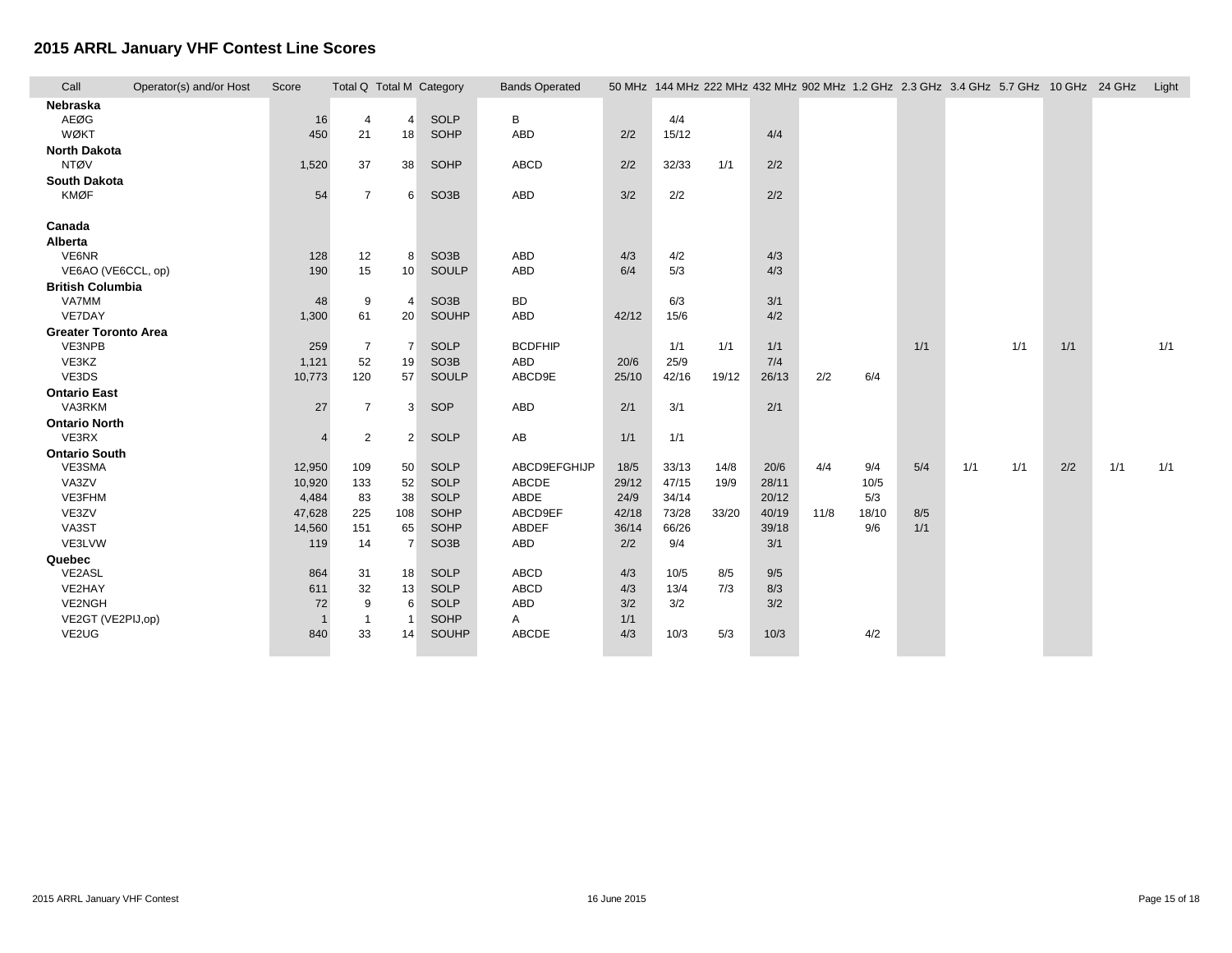# 2015 ARRL January VHF Contest Line Scores

| Call | Operator(s) and/or Host | Score | Total Q | Total M | Category | Bands Operated | 50 MHz | 144 MHz | 222 MHz | 432 MHz | 902 MHz | 1.2 GHz | 2.3 GHz | 3.4 GHz | 5.7 GHz | 10 GHz | 24 GHz | Light |
|---|---|---|---|---|---|---|---|---|---|---|---|---|---|---|---|---|---|---|
| **Nebraska** | | | | | | | | | | | | | | | | | | |
| AEØG | | 16 | 4 | 4 | SOLP | B | | 4/4 | | | | | | | | | | |
| WØKT | | 450 | 21 | 18 | SOHP | ABD | 2/2 | 15/12 | | 4/4 | | | | | | | | |
| **North Dakota** | | | | | | | | | | | | | | | | | | |
| NTØV | | 1,520 | 37 | 38 | SOHP | ABCD | 2/2 | 32/33 | 1/1 | 2/2 | | | | | | | | |
| **South Dakota** | | | | | | | | | | | | | | | | | | |
| KMØF | | 54 | 7 | 6 | SO3B | ABD | 3/2 | 2/2 | | 2/2 | | | | | | | | |
| **Canada** | | | | | | | | | | | | | | | | | | |
| **Alberta** | | | | | | | | | | | | | | | | | | |
| VE6NR | | 128 | 12 | 8 | SO3B | ABD | 4/3 | 4/2 | | 4/3 | | | | | | | | |
| VE6AO (VE6CCL, op) | | 190 | 15 | 10 | SOULP | ABD | 6/4 | 5/3 | | 4/3 | | | | | | | | |
| **British Columbia** | | | | | | | | | | | | | | | | | | |
| VA7MM | | 48 | 9 | 4 | SO3B | BD | | 6/3 | | 3/1 | | | | | | | | |
| VE7DAY | | 1,300 | 61 | 20 | SOUHP | ABD | 42/12 | 15/6 | | 4/2 | | | | | | | | |
| **Greater Toronto Area** | | | | | | | | | | | | | | | | | | |
| VE3NPB | | 259 | 7 | 7 | SOLP | BCDFHIP | | 1/1 | 1/1 | 1/1 | | | 1/1 | | 1/1 | 1/1 | | 1/1 |
| VE3KZ | | 1,121 | 52 | 19 | SO3B | ABD | 20/6 | 25/9 | | 7/4 | | | | | | | | |
| VE3DS | | 10,773 | 120 | 57 | SOULP | ABCD9E | 25/10 | 42/16 | 19/12 | 26/13 | 2/2 | 6/4 | | | | | | |
| **Ontario East** | | | | | | | | | | | | | | | | | | |
| VA3RKM | | 27 | 7 | 3 | SOP | ABD | 2/1 | 3/1 | | 2/1 | | | | | | | | |
| **Ontario North** | | | | | | | | | | | | | | | | | | |
| VE3RX | | 4 | 2 | 2 | SOLP | AB | 1/1 | 1/1 | | | | | | | | | | |
| **Ontario South** | | | | | | | | | | | | | | | | | | |
| VE3SMA | | 12,950 | 109 | 50 | SOLP | ABCD9EFGHIJP | 18/5 | 33/13 | 14/8 | 20/6 | 4/4 | 9/4 | 5/4 | 1/1 | 1/1 | 2/2 | 1/1 | 1/1 |
| VA3ZV | | 10,920 | 133 | 52 | SOLP | ABCDE | 29/12 | 47/15 | 19/9 | 28/11 | | 10/5 | | | | | | |
| VE3FHM | | 4,484 | 83 | 38 | SOLP | ABDE | 24/9 | 34/14 | | 20/12 | | 5/3 | | | | | | |
| VE3ZV | | 47,628 | 225 | 108 | SOHP | ABCD9EF | 42/18 | 73/28 | 33/20 | 40/19 | 11/8 | 18/10 | 8/5 | | | | | |
| VA3ST | | 14,560 | 151 | 65 | SOHP | ABDEF | 36/14 | 66/26 | | 39/18 | | 9/6 | 1/1 | | | | | |
| VE3LVW | | 119 | 14 | 7 | SO3B | ABD | 2/2 | 9/4 | | 3/1 | | | | | | | | |
| **Quebec** | | | | | | | | | | | | | | | | | | |
| VE2ASL | | 864 | 31 | 18 | SOLP | ABCD | 4/3 | 10/5 | 8/5 | 9/5 | | | | | | | | |
| VE2HAY | | 611 | 32 | 13 | SOLP | ABCD | 4/3 | 13/4 | 7/3 | 8/3 | | | | | | | | |
| VE2NGH | | 72 | 9 | 6 | SOLP | ABD | 3/2 | 3/2 | | 3/2 | | | | | | | | |
| VE2GT (VE2PIJ,op) | | 1 | 1 | 1 | SOHP | A | 1/1 | | | | | | | | | | | |
| VE2UG | | 840 | 33 | 14 | SOUHP | ABCDE | 4/3 | 10/3 | 5/3 | 10/3 | | 4/2 | | | | | | |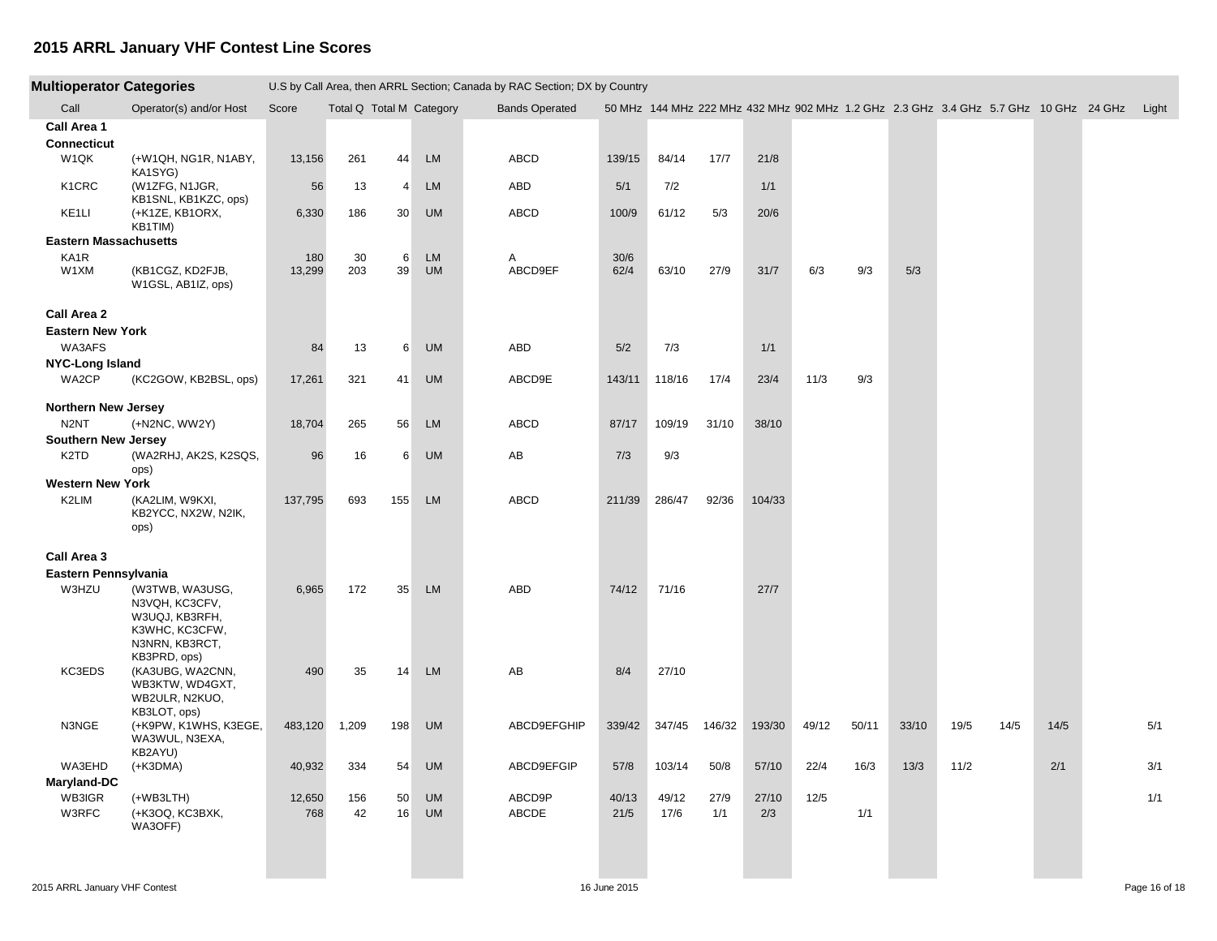# 2015 ARRL January VHF Contest Line Scores

## Multioperator Categories

U.S by Call Area, then ARRL Section; Canada by RAC Section; DX by Country

| Call | Operator(s) and/or Host | Score | Total Q | Total M | Category | Bands Operated | 50 MHz | 144 MHz | 222 MHz | 432 MHz | 902 MHz | 1.2 GHz | 2.3 GHz | 3.4 GHz | 5.7 GHz | 10 GHz | 24 GHz | Light |
|---|---|---|---|---|---|---|---|---|---|---|---|---|---|---|---|---|---|---|
| **Call Area 1** | | | | | | | | | | | | | | | | | | |
| **Connecticut** | | | | | | | | | | | | | | | | | | |
| W1QK | (+W1QH, NG1R, N1ABY, KA1SYG) | 13,156 | 261 | 44 | LM | ABCD | 139/15 | 84/14 | 17/7 | 21/8 | | | | | | | | |
| K1CRC | (W1ZFG, N1JGR, KB1SNL, KB1KZC, ops) | 56 | 13 | 4 | LM | ABD | 5/1 | 7/2 | | 1/1 | | | | | | | | |
| KE1LI | (+K1ZE, KB1ORX, KB1TIM) | 6,330 | 186 | 30 | UM | ABCD | 100/9 | 61/12 | 5/3 | 20/6 | | | | | | | | |
| **Eastern Massachusetts** | | | | | | | | | | | | | | | | | | |
| KA1R | | 180 | 30 | 6 | LM | A | 30/6 | | | | | | | | | | | |
| W1XM | (KB1CGZ, KD2FJB, W1GSL, AB1IZ, ops) | 13,299 | 203 | 39 | UM | ABCD9EF | 62/4 | 63/10 | 27/9 | 31/7 | 6/3 | 9/3 | 5/3 | | | | | |
| **Call Area 2** | | | | | | | | | | | | | | | | | | |
| **Eastern New York** | | | | | | | | | | | | | | | | | | |
| WA3AFS | | 84 | 13 | 6 | UM | ABD | 5/2 | 7/3 | | 1/1 | | | | | | | | |
| **NYC-Long Island** | | | | | | | | | | | | | | | | | | |
| WA2CP | (KC2GOW, KB2BSL, ops) | 17,261 | 321 | 41 | UM | ABCD9E | 143/11 | 118/16 | 17/4 | 23/4 | 11/3 | 9/3 | | | | | | |
| **Northern New Jersey** | | | | | | | | | | | | | | | | | | |
| N2NT | (+N2NC, WW2Y) | 18,704 | 265 | 56 | LM | ABCD | 87/17 | 109/19 | 31/10 | 38/10 | | | | | | | | |
| **Southern New Jersey** | | | | | | | | | | | | | | | | | | |
| K2TD | (WA2RHJ, AK2S, K2SQS, ops) | 96 | 16 | 6 | UM | AB | 7/3 | 9/3 | | | | | | | | | | |
| **Western New York** | | | | | | | | | | | | | | | | | | |
| K2LIM | (KA2LIM, W9KXI, KB2YCC, NX2W, N2IK, ops) | 137,795 | 693 | 155 | LM | ABCD | 211/39 | 286/47 | 92/36 | 104/33 | | | | | | | | |
| **Call Area 3** | | | | | | | | | | | | | | | | | | |
| **Eastern Pennsylvania** | | | | | | | | | | | | | | | | | | |
| W3HZU | (W3TWB, WA3USG, N3VQH, KC3CFV, W3UQJ, KB3RFH, K3WHC, KC3CFW, N3NRN, KB3RCT, KB3PRD, ops) | 6,965 | 172 | 35 | LM | ABD | 74/12 | 71/16 | | 27/7 | | | | | | | | |
| KC3EDS | (KA3UBG, WA2CNN, WB3KTW, WD4GXT, WB2ULR, N2KUO, KB3LOT, ops) | 490 | 35 | 14 | LM | AB | 8/4 | 27/10 | | | | | | | | | | |
| N3NGE | (+K9PW, K1WHS, K3EGE, WA3WUL, N3EXA, KB2AYU) | 483,120 | 1,209 | 198 | UM | ABCD9EFGHIP | 339/42 | 347/45 | 146/32 | 193/30 | 49/12 | 50/11 | 33/10 | 19/5 | 14/5 | 14/5 | | 5/1 |
| WA3EHD | (+K3DMA) | 40,932 | 334 | 54 | UM | ABCD9EFGIP | 57/8 | 103/14 | 50/8 | 57/10 | 22/4 | 16/3 | 13/3 | 11/2 | | 2/1 | | 3/1 |
| **Maryland-DC** | | | | | | | | | | | | | | | | | | |
| WB3IGR | (+WB3LTH) | 12,650 | 156 | 50 | UM | ABCD9P | 40/13 | 49/12 | 27/9 | 27/10 | 12/5 | | | | | | | 1/1 |
| W3RFC | (+K3OQ, KC3BXK, WA3OFF) | 768 | 42 | 16 | UM | ABCDE | 21/5 | 17/6 | 1/1 | 2/3 | | 1/1 | | | | | | |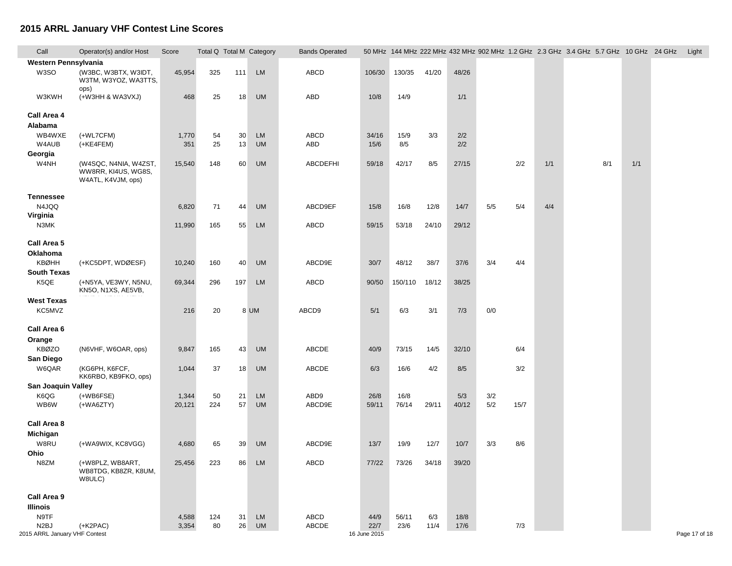# 2015 ARRL January VHF Contest Line Scores

| Call | Operator(s) and/or Host | Score | Total Q | Total M | Category | Bands Operated | 50 MHz | 144 MHz | 222 MHz | 432 MHz | 902 MHz | 1.2 GHz | 2.3 GHz | 3.4 GHz | 5.7 GHz | 10 GHz | 24 GHz | Light |
|---|---|---|---|---|---|---|---|---|---|---|---|---|---|---|---|---|---|---|
| **Western Pennsylvania** | | | | | | | | | | | | | | | | | | |
| W3SO | (W3BC, W3BTX, W3IDT, W3TM, W3YOZ, WA3TTS, ops) | 45,954 | 325 | 111 | LM | ABCD | 106/30 | 130/35 | 41/20 | 48/26 | | | | | | | | |
| W3KWH | (+W3HH & WA3VXJ) | 468 | 25 | 18 | UM | ABD | 10/8 | 14/9 | | 1/1 | | | | | | | | |
| **Call Area 4** | | | | | | | | | | | | | | | | | | |
| **Alabama** | | | | | | | | | | | | | | | | | | |
| WB4WXE | (+WL7CFM) | 1,770 | 54 | 30 | LM | ABCD | 34/16 | 15/9 | 3/3 | 2/2 | | | | | | | | |
| W4AUB | (+KE4FEM) | 351 | 25 | 13 | UM | ABD | 15/6 | 8/5 | | 2/2 | | | | | | | | |
| **Georgia** | | | | | | | | | | | | | | | | | | |
| W4NH | (W4SQC, N4NIA, W4ZST, WW8RR, KI4US, WG8S, W4ATL, K4VJM, ops) | 15,540 | 148 | 60 | UM | ABCDEFHI | 59/18 | 42/17 | 8/5 | 27/15 | | 2/2 | 1/1 | | 8/1 | 1/1 | | |
| **Tennessee** | | | | | | | | | | | | | | | | | | |
| N4JQQ | | 6,820 | 71 | 44 | UM | ABCD9EF | 15/8 | 16/8 | 12/8 | 14/7 | 5/5 | 5/4 | 4/4 | | | | | |
| **Virginia** | | | | | | | | | | | | | | | | | | |
| N3MK | | 11,990 | 165 | 55 | LM | ABCD | 59/15 | 53/18 | 24/10 | 29/12 | | | | | | | | |
| **Call Area 5** | | | | | | | | | | | | | | | | | | |
| **Oklahoma** | | | | | | | | | | | | | | | | | | |
| KBØHH | (+KC5DPT, WDØESF) | 10,240 | 160 | 40 | UM | ABCD9E | 30/7 | 48/12 | 38/7 | 37/6 | 3/4 | 4/4 | | | | | | |
| **South Texas** | | | | | | | | | | | | | | | | | | |
| K5QE | (+N5YA, VE3WY, N5NU, KN5O, N1XS, AE5VB, | 69,344 | 296 | 197 | LM | ABCD | 90/50 | 150/110 | 18/12 | 38/25 | | | | | | | | |
| **West Texas** | | | | | | | | | | | | | | | | | | |
| KC5MVZ | | 216 | 20 | 8 | UM | ABCD9 | 5/1 | 6/3 | 3/1 | 7/3 | 0/0 | | | | | | | |
| **Call Area 6** | | | | | | | | | | | | | | | | | | |
| **Orange** | | | | | | | | | | | | | | | | | | |
| KBØZO | (N6VHF, W6OAR, ops) | 9,847 | 165 | 43 | UM | ABCDE | 40/9 | 73/15 | 14/5 | 32/10 | | 6/4 | | | | | | |
| **San Diego** | | | | | | | | | | | | | | | | | | |
| W6QAR | (KG6PH, K6FCF, KK6RBO, KB9FKO, ops) | 1,044 | 37 | 18 | UM | ABCDE | 6/3 | 16/6 | 4/2 | 8/5 | | 3/2 | | | | | | |
| **San Joaquin Valley** | | | | | | | | | | | | | | | | | | |
| K6QG | (+WB6FSE) | 1,344 | 50 | 21 | LM | ABD9 | 26/8 | 16/8 | | 5/3 | 3/2 | | | | | | | |
| WB6W | (+WA6ZTY) | 20,121 | 224 | 57 | UM | ABCD9E | 59/11 | 76/14 | 29/11 | 40/12 | 5/2 | 15/7 | | | | | | |
| **Call Area 8** | | | | | | | | | | | | | | | | | | |
| **Michigan** | | | | | | | | | | | | | | | | | | |
| W8RU | (+WA9WIX, KC8VGG) | 4,680 | 65 | 39 | UM | ABCD9E | 13/7 | 19/9 | 12/7 | 10/7 | 3/3 | 8/6 | | | | | | |
| **Ohio** | | | | | | | | | | | | | | | | | | |
| N8ZM | (+W8PLZ, WB8ART, WB8TDG, KB8ZR, K8UM, W8ULC) | 25,456 | 223 | 86 | LM | ABCD | 77/22 | 73/26 | 34/18 | 39/20 | | | | | | | | |
| **Call Area 9** | | | | | | | | | | | | | | | | | | |
| **Illinois** | | | | | | | | | | | | | | | | | | |
| N9TF | | 4,588 | 124 | 31 | LM | ABCD | 44/9 | 56/11 | 6/3 | 18/8 | | | | | | | | |
| N2BJ | (+K2PAC) | 3,354 | 80 | 26 | UM | ABCDE | 22/7 | 23/6 | 11/4 | 17/6 | | 7/3 | | | | | | |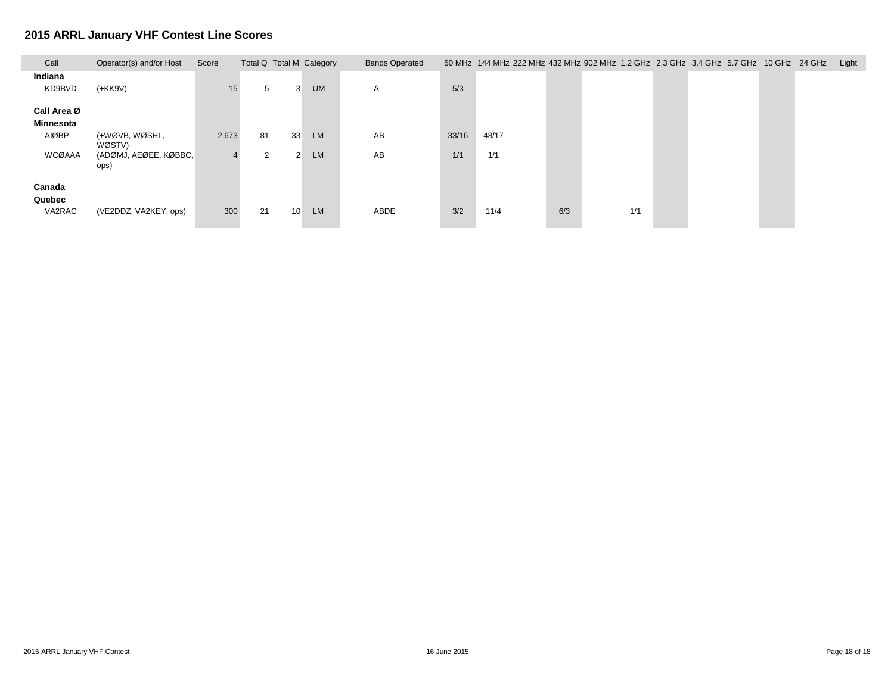# 2015 ARRL January VHF Contest Line Scores

| Call | Operator(s) and/or Host | Score | Total Q | Total M | Category | Bands Operated | 50 MHz | 144 MHz | 222 MHz | 432 MHz | 902 MHz | 1.2 GHz | 2.3 GHz | 3.4 GHz | 5.7 GHz | 10 GHz | 24 GHz | Light |
|---|---|---|---|---|---|---|---|---|---|---|---|---|---|---|---|---|---|---|
| **Indiana** | | | | | | | | | | | | | | | | | | |
| KD9BVD | (+KK9V) | 15 | 5 | 3 | UM | A | 5/3 | | | | | | | | | | | |
| **Call Area Ø** | | | | | | | | | | | | | | | | | | |
| **Minnesota** | | | | | | | | | | | | | | | | | | |
| AIØBP | (+WØVB, WØSHL, WØSTV) | 2,673 | 81 | 33 | LM | AB | 33/16 | 48/17 | | | | | | | | | | |
| WCØAAA | (ADØMJ, AEØEE, KØBBC, ops) | 4 | 2 | 2 | LM | AB | 1/1 | 1/1 | | | | | | | | | | |
| **Canada** | | | | | | | | | | | | | | | | | | |
| **Quebec** | | | | | | | | | | | | | | | | | | |
| VA2RAC | (VE2DDZ, VA2KEY, ops) | 300 | 21 | 10 | LM | ABDE | 3/2 | 11/4 | | 6/3 | | 1/1 | | | | | | |